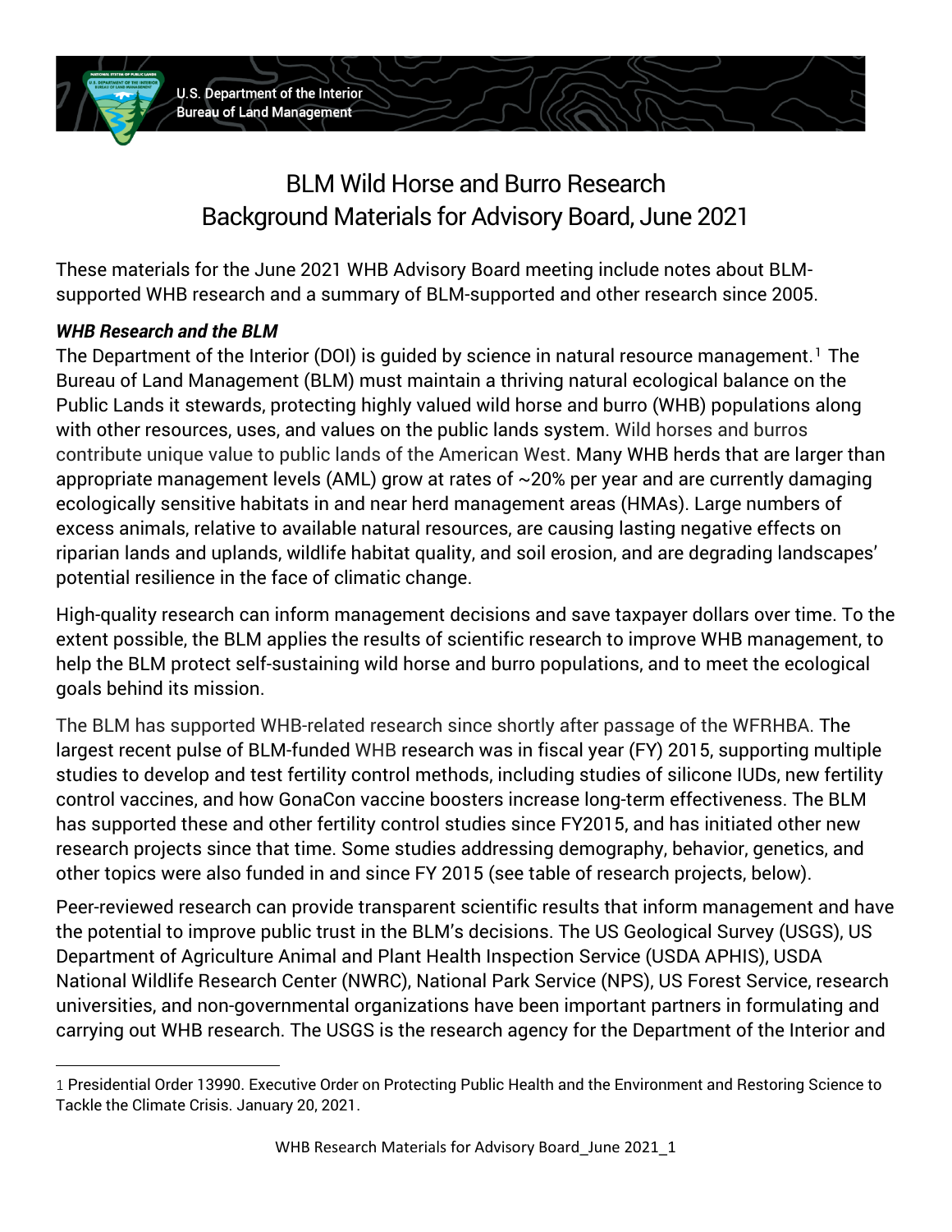U.S. Department of the Interior
Bureau of Land Management

# BLM Wild Horse and Burro Research
# Background Materials for Advisory Board, June 2021

These materials for the June 2021 WHB Advisory Board meeting include notes about BLM-supported WHB research and a summary of BLM-supported and other research since 2005.

## *WHB Research and the BLM*

The Department of the Interior (DOI) is guided by science in natural resource management.[1] The Bureau of Land Management (BLM) must maintain a thriving natural ecological balance on the Public Lands it stewards, protecting highly valued wild horse and burro (WHB) populations along with other resources, uses, and values on the public lands system. Wild horses and burros contribute unique value to public lands of the American West. Many WHB herds that are larger than appropriate management levels (AML) grow at rates of ~20% per year and are currently damaging ecologically sensitive habitats in and near herd management areas (HMAs). Large numbers of excess animals, relative to available natural resources, are causing lasting negative effects on riparian lands and uplands, wildlife habitat quality, and soil erosion, and are degrading landscapes' potential resilience in the face of climatic change.

High-quality research can inform management decisions and save taxpayer dollars over time. To the extent possible, the BLM applies the results of scientific research to improve WHB management, to help the BLM protect self-sustaining wild horse and burro populations, and to meet the ecological goals behind its mission.

The BLM has supported WHB-related research since shortly after passage of the WFRHBA. The largest recent pulse of BLM-funded WHB research was in fiscal year (FY) 2015, supporting multiple studies to develop and test fertility control methods, including studies of silicone IUDs, new fertility control vaccines, and how GonaCon vaccine boosters increase long-term effectiveness. The BLM has supported these and other fertility control studies since FY2015, and has initiated other new research projects since that time. Some studies addressing demography, behavior, genetics, and other topics were also funded in and since FY 2015 (see table of research projects, below).

Peer-reviewed research can provide transparent scientific results that inform management and have the potential to improve public trust in the BLM's decisions. The US Geological Survey (USGS), US Department of Agriculture Animal and Plant Health Inspection Service (USDA APHIS), USDA National Wildlife Research Center (NWRC), National Park Service (NPS), US Forest Service, research universities, and non-governmental organizations have been important partners in formulating and carrying out WHB research. The USGS is the research agency for the Department of the Interior and

---

1 Presidential Order 13990. Executive Order on Protecting Public Health and the Environment and Restoring Science to Tackle the Climate Crisis. January 20, 2021.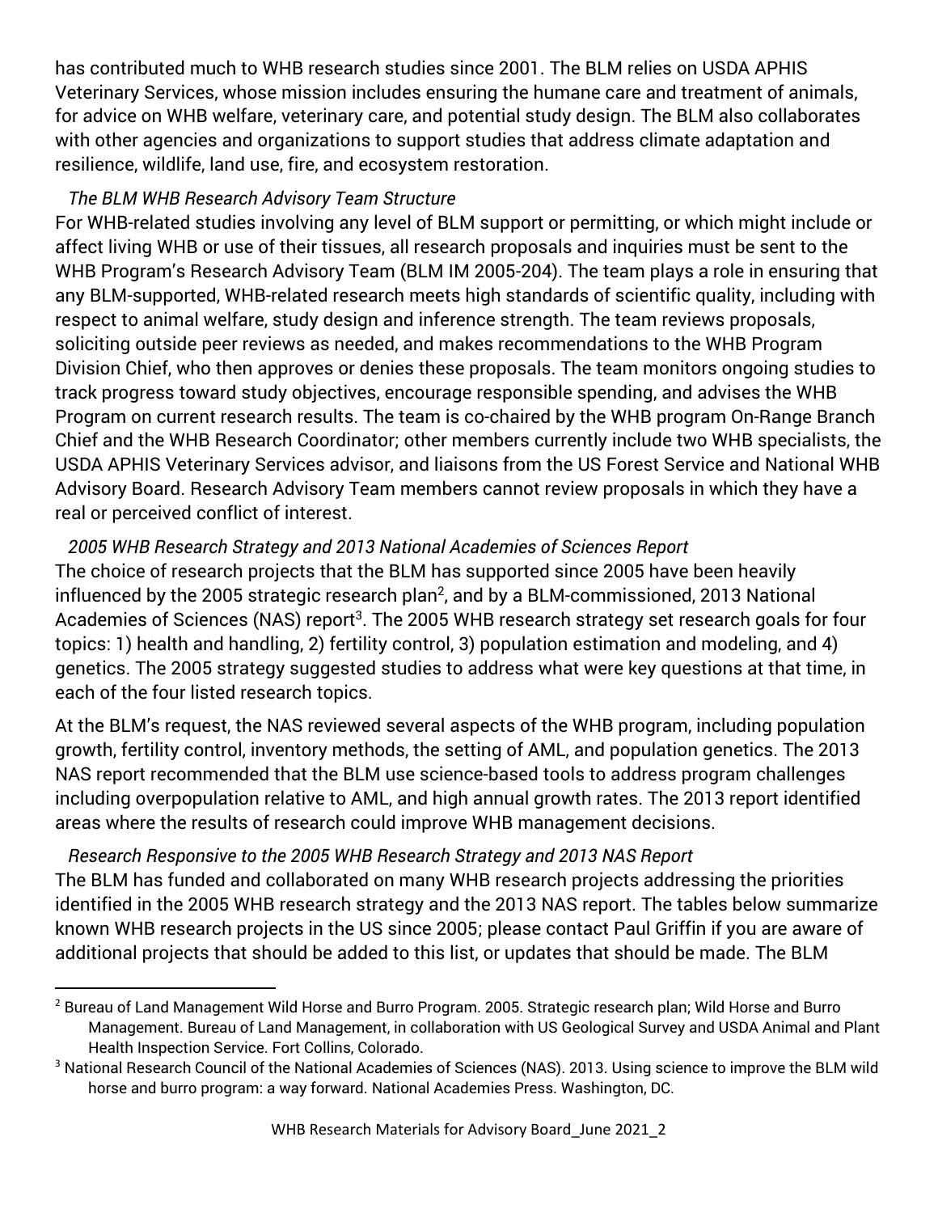has contributed much to WHB research studies since 2001. The BLM relies on USDA APHIS Veterinary Services, whose mission includes ensuring the humane care and treatment of animals, for advice on WHB welfare, veterinary care, and potential study design. The BLM also collaborates with other agencies and organizations to support studies that address climate adaptation and resilience, wildlife, land use, fire, and ecosystem restoration.

*The BLM WHB Research Advisory Team Structure*

For WHB-related studies involving any level of BLM support or permitting, or which might include or affect living WHB or use of their tissues, all research proposals and inquiries must be sent to the WHB Program's Research Advisory Team (BLM IM 2005-204). The team plays a role in ensuring that any BLM-supported, WHB-related research meets high standards of scientific quality, including with respect to animal welfare, study design and inference strength. The team reviews proposals, soliciting outside peer reviews as needed, and makes recommendations to the WHB Program Division Chief, who then approves or denies these proposals. The team monitors ongoing studies to track progress toward study objectives, encourage responsible spending, and advises the WHB Program on current research results. The team is co-chaired by the WHB program On-Range Branch Chief and the WHB Research Coordinator; other members currently include two WHB specialists, the USDA APHIS Veterinary Services advisor, and liaisons from the US Forest Service and National WHB Advisory Board. Research Advisory Team members cannot review proposals in which they have a real or perceived conflict of interest.

*2005 WHB Research Strategy and 2013 National Academies of Sciences Report*

The choice of research projects that the BLM has supported since 2005 have been heavily influenced by the 2005 strategic research plan[2], and by a BLM-commissioned, 2013 National Academies of Sciences (NAS) report[3]. The 2005 WHB research strategy set research goals for four topics: 1) health and handling, 2) fertility control, 3) population estimation and modeling, and 4) genetics. The 2005 strategy suggested studies to address what were key questions at that time, in each of the four listed research topics.

At the BLM's request, the NAS reviewed several aspects of the WHB program, including population growth, fertility control, inventory methods, the setting of AML, and population genetics. The 2013 NAS report recommended that the BLM use science-based tools to address program challenges including overpopulation relative to AML, and high annual growth rates. The 2013 report identified areas where the results of research could improve WHB management decisions.

*Research Responsive to the 2005 WHB Research Strategy and 2013 NAS Report*

The BLM has funded and collaborated on many WHB research projects addressing the priorities identified in the 2005 WHB research strategy and the 2013 NAS report. The tables below summarize known WHB research projects in the US since 2005; please contact Paul Griffin if you are aware of additional projects that should be added to this list, or updates that should be made. The BLM

---

[2] Bureau of Land Management Wild Horse and Burro Program. 2005. Strategic research plan; Wild Horse and Burro Management. Bureau of Land Management, in collaboration with US Geological Survey and USDA Animal and Plant Health Inspection Service. Fort Collins, Colorado.

[3] National Research Council of the National Academies of Sciences (NAS). 2013. Using science to improve the BLM wild horse and burro program: a way forward. National Academies Press. Washington, DC.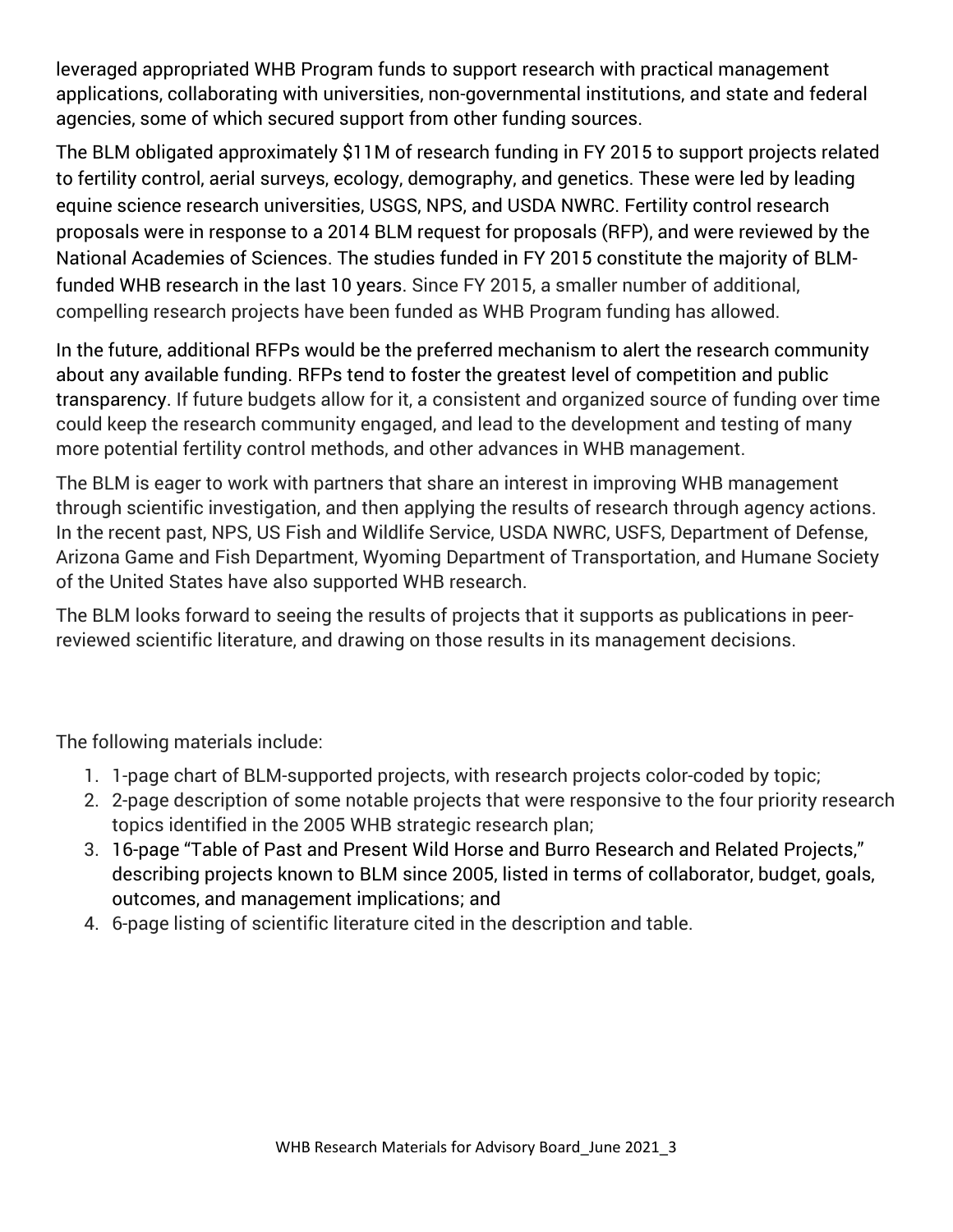leveraged appropriated WHB Program funds to support research with practical management applications, collaborating with universities, non-governmental institutions, and state and federal agencies, some of which secured support from other funding sources.

The BLM obligated approximately $11M of research funding in FY 2015 to support projects related to fertility control, aerial surveys, ecology, demography, and genetics. These were led by leading equine science research universities, USGS, NPS, and USDA NWRC. Fertility control research proposals were in response to a 2014 BLM request for proposals (RFP), and were reviewed by the National Academies of Sciences. The studies funded in FY 2015 constitute the majority of BLM-funded WHB research in the last 10 years. Since FY 2015, a smaller number of additional, compelling research projects have been funded as WHB Program funding has allowed.

In the future, additional RFPs would be the preferred mechanism to alert the research community about any available funding. RFPs tend to foster the greatest level of competition and public transparency. If future budgets allow for it, a consistent and organized source of funding over time could keep the research community engaged, and lead to the development and testing of many more potential fertility control methods, and other advances in WHB management.

The BLM is eager to work with partners that share an interest in improving WHB management through scientific investigation, and then applying the results of research through agency actions. In the recent past, NPS, US Fish and Wildlife Service, USDA NWRC, USFS, Department of Defense, Arizona Game and Fish Department, Wyoming Department of Transportation, and Humane Society of the United States have also supported WHB research.

The BLM looks forward to seeing the results of projects that it supports as publications in peer-reviewed scientific literature, and drawing on those results in its management decisions.

The following materials include:

1. 1-page chart of BLM-supported projects, with research projects color-coded by topic;
2. 2-page description of some notable projects that were responsive to the four priority research topics identified in the 2005 WHB strategic research plan;
3. 16-page "Table of Past and Present Wild Horse and Burro Research and Related Projects," describing projects known to BLM since 2005, listed in terms of collaborator, budget, goals, outcomes, and management implications; and
4. 6-page listing of scientific literature cited in the description and table.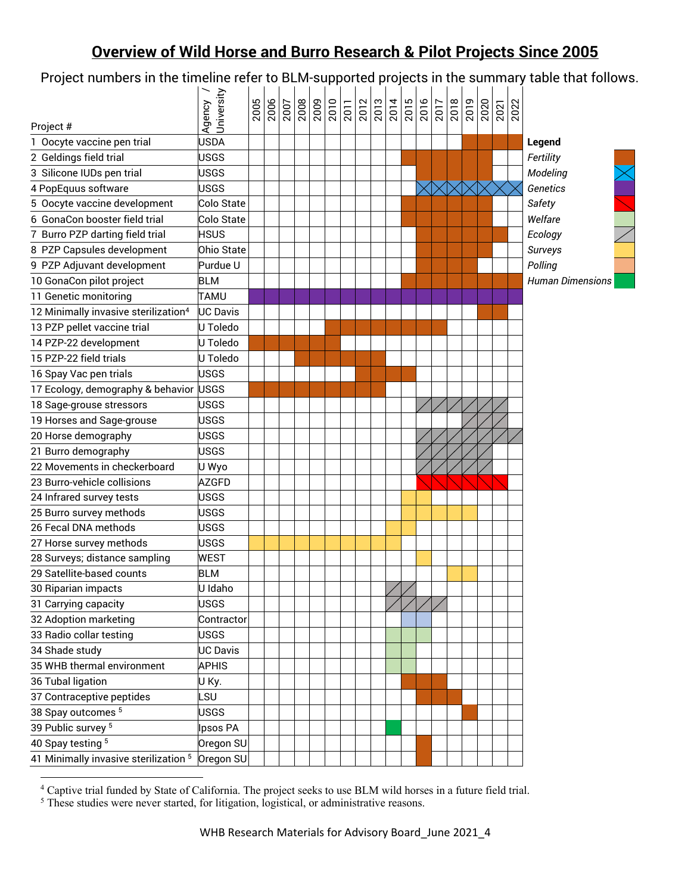# Overview of Wild Horse and Burro Research & Pilot Projects Since 2005

Project numbers in the timeline refer to BLM-supported projects in the summary table that follows.

**Legend**

- *Fertility*
- *Modeling*
- *Genetics*
- *Safety*
- *Welfare*
- *Ecology*
- *Surveys*
- *Polling*
- *Human Dimensions*

| Project # | Agency / University | 2005 | 2006 | 2007 | 2008 | 2009 | 2010 | 2011 | 2012 | 2013 | 2014 | 2015 | 2016 | 2017 | 2018 | 2019 | 2020 | 2021 | 2022 |
|---|---|---|---|---|---|---|---|---|---|---|---|---|---|---|---|---|---|---|---|
| 1 Oocyte vaccine pen trial | USDA | | | | | | | | | | | | | | | Fertility | Fertility | Fertility | Fertility |
| 2 Geldings field trial | USGS | | | | | | | | | | | Fertility | Fertility | Fertility | Fertility | Fertility | Fertility | | |
| 3 Silicone IUDs pen trial | USGS | | | | | | | | | | | | Fertility | Fertility | Fertility | Fertility | Fertility | | |
| 4 PopEquus software | USGS | | | | | | | | | | | | Modeling | Modeling | Modeling | Modeling | Modeling | Modeling | Modeling |
| 5 Oocyte vaccine development | Colo State | | | | | | | | | | | Fertility | Fertility | Fertility | Fertility | Fertility | Fertility | | |
| 6 GonaCon booster field trial | Colo State | | | | | | | | | | | Fertility | Fertility | Fertility | Fertility | Fertility | Fertility | | |
| 7 Burro PZP darting field trial | HSUS | | | | | | | | | | | | Fertility | Fertility | Fertility | Fertility | Fertility | Fertility | |
| 8 PZP Capsules development | Ohio State | | | | | | | | | | | | Fertility | Fertility | Fertility | Fertility | Fertility | | |
| 9 PZP Adjuvant development | Purdue U | | | | | | | | | | | | Fertility | Fertility | Fertility | Fertility | | | |
| 10 GonaCon pilot project | BLM | | | | | | | | | | | Fertility | Fertility | Fertility | Fertility | Fertility | Fertility | Fertility | Fertility |
| 11 Genetic monitoring | TAMU | Genetics | Genetics | Genetics | Genetics | Genetics | Genetics | Genetics | Genetics | Genetics | Genetics | Genetics | Genetics | Genetics | Genetics | Genetics | Genetics | Genetics | Genetics |
| 12 Minimally invasive sterilization[4] | UC Davis | | | | | | | | | | | | | | | | Fertility | Fertility | |
| 13 PZP pellet vaccine trial | U Toledo | | | | | | Fertility | Fertility | Fertility | Fertility | Fertility | Fertility | Fertility | Fertility | | | | | |
| 14 PZP-22 development | U Toledo | Fertility | Fertility | Fertility | Fertility | Fertility | Fertility | | | | | | | | | | | | |
| 15 PZP-22 field trials | U Toledo | | | | Fertility | Fertility | Fertility | Fertility | Fertility | Fertility | | | | | | | | | |
| 16 Spay Vac pen trials | USGS | | | | | | | | Fertility | Fertility | Fertility | Fertility | | | | | | | |
| 17 Ecology, demography & behavior | USGS | Fertility | Fertility | Fertility | Fertility | Fertility | Fertility | Fertility | Fertility | Fertility | | | | | | | | | |
| 18 Sage-grouse stressors | USGS | | | | | | | | | | | | Ecology | Ecology | Ecology | Ecology | Ecology | Ecology | |
| 19 Horses and Sage-grouse | USGS | | | | | | | | | | | | | | | Ecology | Ecology | Ecology | |
| 20 Horse demography | USGS | | | | | | | | | | | | Ecology | Ecology | Ecology | Ecology | Ecology | Ecology | Ecology |
| 21 Burro demography | USGS | | | | | | | | | | | | Ecology | Ecology | Ecology | Ecology | Ecology | | |
| 22 Movements in checkerboard | U Wyo | | | | | | | | | | | | Ecology | Ecology | Ecology | Ecology | Ecology | | |
| 23 Burro-vehicle collisions | AZGFD | | | | | | | | | | | | Safety | Safety | Safety | Safety | Safety | Safety | |
| 24 Infrared survey tests | USGS | | | | | | | | | | | Surveys | Surveys | | | | | | |
| 25 Burro survey methods | USGS | | | | | | | | | | | Surveys | Surveys | Surveys | Surveys | Surveys | | | |
| 26 Fecal DNA methods | USGS | | | | | | | | | | Surveys | Surveys | | | | | | | |
| 27 Horse survey methods | USGS | Surveys | Surveys | Surveys | Surveys | Surveys | Surveys | Surveys | Surveys | Surveys | Surveys | | | | | | | | |
| 28 Surveys; distance sampling | WEST | | | | | | | | | | | | Surveys | | | | | | |
| 29 Satellite-based counts | BLM | | | | | | | | | | | | | | Surveys | Surveys | | | |
| 30 Riparian impacts | U Idaho | | | | | | | | | | Ecology | Ecology | | | | | | | |
| 31 Carrying capacity | USGS | | | | | | | | | | Ecology | Ecology | Ecology | Ecology | | | | | |
| 32 Adoption marketing | Contractor | | | | | | | | | | | ■ | ■ | | | | | | |
| 33 Radio collar testing | USGS | | | | | | | | | | Welfare | Welfare | Welfare | | | | | | |
| 34 Shade study | UC Davis | | | | | | | | | | Welfare | Welfare | | | | | | | |
| 35 WHB thermal environment | APHIS | | | | | | | | | | Welfare | Welfare | | | | | | | |
| 36 Tubal ligation | U Ky. | | | | | | | | | | | Fertility | Fertility | Fertility | | | | | |
| 37 Contraceptive peptides | LSU | | | | | | | | | | | | Fertility | Fertility | Fertility | | | | |
| 38 Spay outcomes[5] | USGS | | | | | | | | | | | | | | | Fertility | | | |
| 39 Public survey[5] | Ipsos PA | | | | | | | | | | Human Dimensions | | | | | | | | |
| 40 Spay testing[5] | Oregon SU | | | | | | | | | | | | Fertility | | | | | | |
| 41 Minimally invasive sterilization[5] | Oregon SU | | | | | | | | | | | | Fertility | | | | | | |

[4] Captive trial funded by State of California. The project seeks to use BLM wild horses in a future field trial.

[5] These studies were never started, for litigation, logistical, or administrative reasons.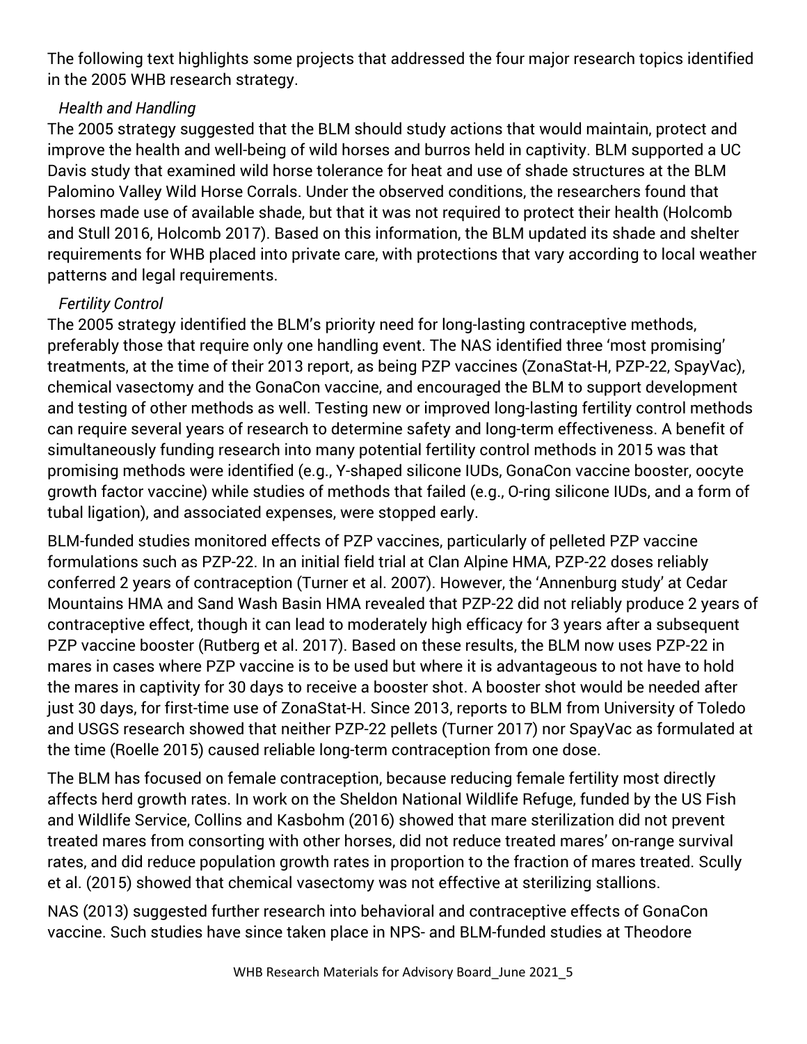The following text highlights some projects that addressed the four major research topics identified in the 2005 WHB research strategy.

*Health and Handling*

The 2005 strategy suggested that the BLM should study actions that would maintain, protect and improve the health and well-being of wild horses and burros held in captivity. BLM supported a UC Davis study that examined wild horse tolerance for heat and use of shade structures at the BLM Palomino Valley Wild Horse Corrals. Under the observed conditions, the researchers found that horses made use of available shade, but that it was not required to protect their health (Holcomb and Stull 2016, Holcomb 2017). Based on this information, the BLM updated its shade and shelter requirements for WHB placed into private care, with protections that vary according to local weather patterns and legal requirements.

*Fertility Control*

The 2005 strategy identified the BLM's priority need for long-lasting contraceptive methods, preferably those that require only one handling event. The NAS identified three 'most promising' treatments, at the time of their 2013 report, as being PZP vaccines (ZonaStat-H, PZP-22, SpayVac), chemical vasectomy and the GonaCon vaccine, and encouraged the BLM to support development and testing of other methods as well. Testing new or improved long-lasting fertility control methods can require several years of research to determine safety and long-term effectiveness. A benefit of simultaneously funding research into many potential fertility control methods in 2015 was that promising methods were identified (e.g., Y-shaped silicone IUDs, GonaCon vaccine booster, oocyte growth factor vaccine) while studies of methods that failed (e.g., O-ring silicone IUDs, and a form of tubal ligation), and associated expenses, were stopped early.

BLM-funded studies monitored effects of PZP vaccines, particularly of pelleted PZP vaccine formulations such as PZP-22. In an initial field trial at Clan Alpine HMA, PZP-22 doses reliably conferred 2 years of contraception (Turner et al. 2007). However, the 'Annenburg study' at Cedar Mountains HMA and Sand Wash Basin HMA revealed that PZP-22 did not reliably produce 2 years of contraceptive effect, though it can lead to moderately high efficacy for 3 years after a subsequent PZP vaccine booster (Rutberg et al. 2017). Based on these results, the BLM now uses PZP-22 in mares in cases where PZP vaccine is to be used but where it is advantageous to not have to hold the mares in captivity for 30 days to receive a booster shot. A booster shot would be needed after just 30 days, for first-time use of ZonaStat-H. Since 2013, reports to BLM from University of Toledo and USGS research showed that neither PZP-22 pellets (Turner 2017) nor SpayVac as formulated at the time (Roelle 2015) caused reliable long-term contraception from one dose.

The BLM has focused on female contraception, because reducing female fertility most directly affects herd growth rates. In work on the Sheldon National Wildlife Refuge, funded by the US Fish and Wildlife Service, Collins and Kasbohm (2016) showed that mare sterilization did not prevent treated mares from consorting with other horses, did not reduce treated mares' on-range survival rates, and did reduce population growth rates in proportion to the fraction of mares treated. Scully et al. (2015) showed that chemical vasectomy was not effective at sterilizing stallions.

NAS (2013) suggested further research into behavioral and contraceptive effects of GonaCon vaccine. Such studies have since taken place in NPS- and BLM-funded studies at Theodore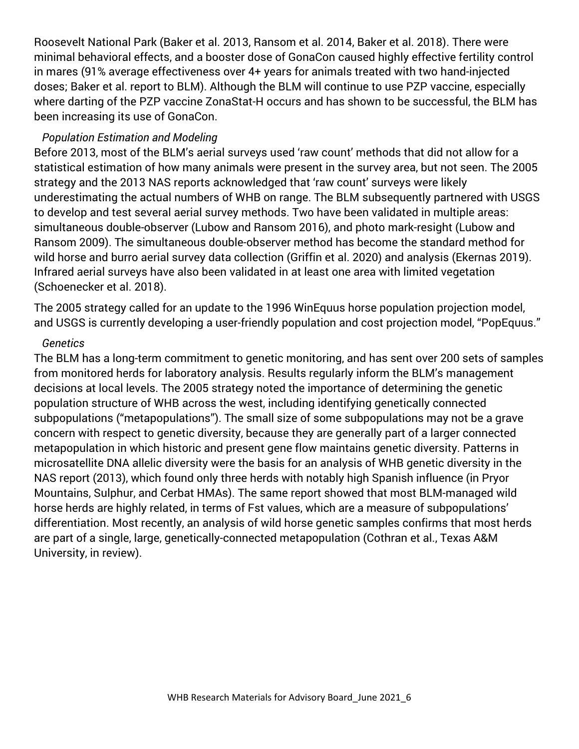Roosevelt National Park (Baker et al. 2013, Ransom et al. 2014, Baker et al. 2018). There were minimal behavioral effects, and a booster dose of GonaCon caused highly effective fertility control in mares (91% average effectiveness over 4+ years for animals treated with two hand-injected doses; Baker et al. report to BLM). Although the BLM will continue to use PZP vaccine, especially where darting of the PZP vaccine ZonaStat-H occurs and has shown to be successful, the BLM has been increasing its use of GonaCon.

*Population Estimation and Modeling*

Before 2013, most of the BLM's aerial surveys used 'raw count' methods that did not allow for a statistical estimation of how many animals were present in the survey area, but not seen. The 2005 strategy and the 2013 NAS reports acknowledged that 'raw count' surveys were likely underestimating the actual numbers of WHB on range. The BLM subsequently partnered with USGS to develop and test several aerial survey methods. Two have been validated in multiple areas: simultaneous double-observer (Lubow and Ransom 2016), and photo mark-resight (Lubow and Ransom 2009). The simultaneous double-observer method has become the standard method for wild horse and burro aerial survey data collection (Griffin et al. 2020) and analysis (Ekernas 2019). Infrared aerial surveys have also been validated in at least one area with limited vegetation (Schoenecker et al. 2018).

The 2005 strategy called for an update to the 1996 WinEquus horse population projection model, and USGS is currently developing a user-friendly population and cost projection model, "PopEquus."

*Genetics*

The BLM has a long-term commitment to genetic monitoring, and has sent over 200 sets of samples from monitored herds for laboratory analysis. Results regularly inform the BLM's management decisions at local levels. The 2005 strategy noted the importance of determining the genetic population structure of WHB across the west, including identifying genetically connected subpopulations ("metapopulations"). The small size of some subpopulations may not be a grave concern with respect to genetic diversity, because they are generally part of a larger connected metapopulation in which historic and present gene flow maintains genetic diversity. Patterns in microsatellite DNA allelic diversity were the basis for an analysis of WHB genetic diversity in the NAS report (2013), which found only three herds with notably high Spanish influence (in Pryor Mountains, Sulphur, and Cerbat HMAs). The same report showed that most BLM-managed wild horse herds are highly related, in terms of Fst values, which are a measure of subpopulations' differentiation. Most recently, an analysis of wild horse genetic samples confirms that most herds are part of a single, large, genetically-connected metapopulation (Cothran et al., Texas A&M University, in review).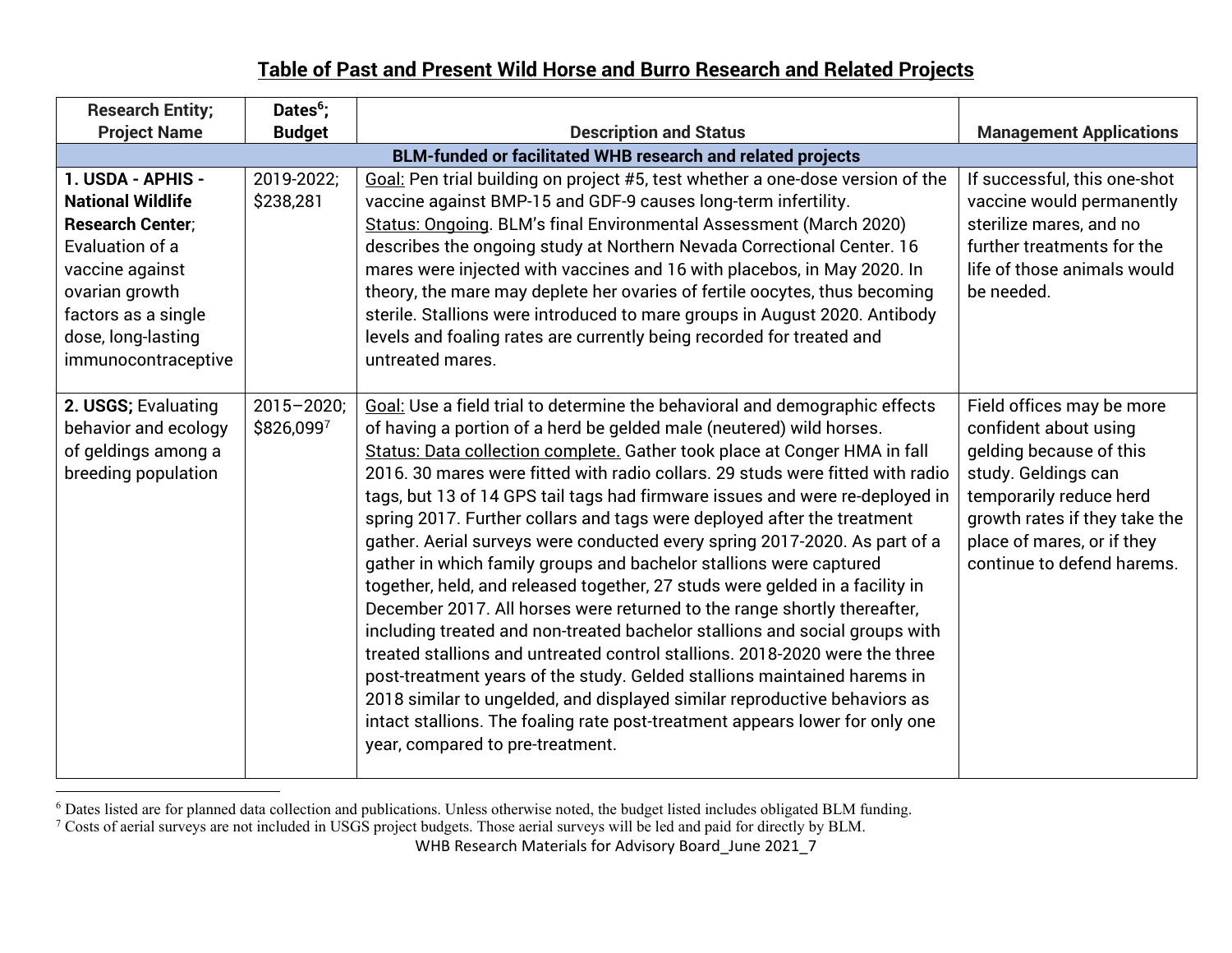# Table of Past and Present Wild Horse and Burro Research and Related Projects

| Research Entity; Project Name | Dates[6]; Budget | Description and Status | Management Applications |
|---|---|---|---|
| **BLM-funded or facilitated WHB research and related projects** | | | |
| **1. USDA - APHIS - National Wildlife Research Center**; Evaluation of a vaccine against ovarian growth factors as a single dose, long-lasting immunocontraceptive | 2019-2022; $238,281 | Goal: Pen trial building on project #5, test whether a one-dose version of the vaccine against BMP-15 and GDF-9 causes long-term infertility. Status: Ongoing. BLM's final Environmental Assessment (March 2020) describes the ongoing study at Northern Nevada Correctional Center. 16 mares were injected with vaccines and 16 with placebos, in May 2020. In theory, the mare may deplete her ovaries of fertile oocytes, thus becoming sterile. Stallions were introduced to mare groups in August 2020. Antibody levels and foaling rates are currently being recorded for treated and untreated mares. | If successful, this one-shot vaccine would permanently sterilize mares, and no further treatments for the life of those animals would be needed. |
| **2. USGS;** Evaluating behavior and ecology of geldings among a breeding population | 2015–2020; $826,099[7] | Goal: Use a field trial to determine the behavioral and demographic effects of having a portion of a herd be gelded male (neutered) wild horses. Status: Data collection complete. Gather took place at Conger HMA in fall 2016. 30 mares were fitted with radio collars. 29 studs were fitted with radio tags, but 13 of 14 GPS tail tags had firmware issues and were re-deployed in spring 2017. Further collars and tags were deployed after the treatment gather. Aerial surveys were conducted every spring 2017-2020. As part of a gather in which family groups and bachelor stallions were captured together, held, and released together, 27 studs were gelded in a facility in December 2017. All horses were returned to the range shortly thereafter, including treated and non-treated bachelor stallions and social groups with treated stallions and untreated control stallions. 2018-2020 were the three post-treatment years of the study. Gelded stallions maintained harems in 2018 similar to ungelded, and displayed similar reproductive behaviors as intact stallions. The foaling rate post-treatment appears lower for only one year, compared to pre-treatment. | Field offices may be more confident about using gelding because of this study. Geldings can temporarily reduce herd growth rates if they take the place of mares, or if they continue to defend harems. |

[6] Dates listed are for planned data collection and publications. Unless otherwise noted, the budget listed includes obligated BLM funding.

[7] Costs of aerial surveys are not included in USGS project budgets. Those aerial surveys will be led and paid for directly by BLM.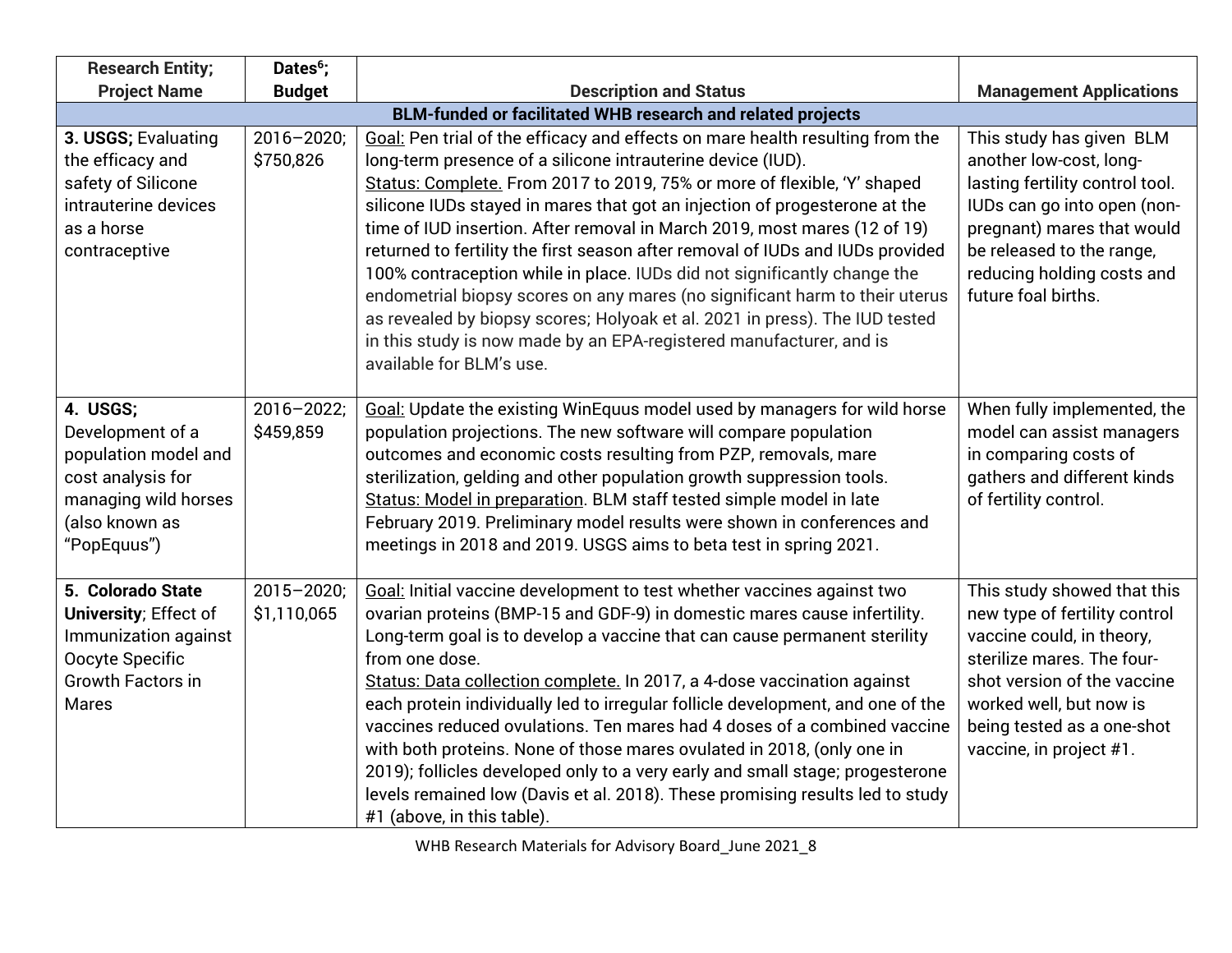| Research Entity; Project Name | Dates[6]; Budget | Description and Status | Management Applications |
|---|---|---|---|
| **BLM-funded or facilitated WHB research and related projects** | | | |
| **3. USGS;** Evaluating the efficacy and safety of Silicone intrauterine devices as a horse contraceptive | 2016–2020; $750,826 | Goal: Pen trial of the efficacy and effects on mare health resulting from the long-term presence of a silicone intrauterine device (IUD).<br>Status: Complete. From 2017 to 2019, 75% or more of flexible, 'Y' shaped silicone IUDs stayed in mares that got an injection of progesterone at the time of IUD insertion. After removal in March 2019, most mares (12 of 19) returned to fertility the first season after removal of IUDs and IUDs provided 100% contraception while in place. IUDs did not significantly change the endometrial biopsy scores on any mares (no significant harm to their uterus as revealed by biopsy scores; Holyoak et al. 2021 in press). The IUD tested in this study is now made by an EPA-registered manufacturer, and is available for BLM's use. | This study has given BLM another low-cost, long-lasting fertility control tool. IUDs can go into open (non-pregnant) mares that would be released to the range, reducing holding costs and future foal births. |
| **4. USGS;** Development of a population model and cost analysis for managing wild horses (also known as "PopEquus") | 2016–2022; $459,859 | Goal: Update the existing WinEquus model used by managers for wild horse population projections. The new software will compare population outcomes and economic costs resulting from PZP, removals, mare sterilization, gelding and other population growth suppression tools.<br>Status: Model in preparation. BLM staff tested simple model in late February 2019. Preliminary model results were shown in conferences and meetings in 2018 and 2019. USGS aims to beta test in spring 2021. | When fully implemented, the model can assist managers in comparing costs of gathers and different kinds of fertility control. |
| **5. Colorado State University**; Effect of Immunization against Oocyte Specific Growth Factors in Mares | 2015–2020; $1,110,065 | Goal: Initial vaccine development to test whether vaccines against two ovarian proteins (BMP-15 and GDF-9) in domestic mares cause infertility. Long-term goal is to develop a vaccine that can cause permanent sterility from one dose.<br>Status: Data collection complete. In 2017, a 4-dose vaccination against each protein individually led to irregular follicle development, and one of the vaccines reduced ovulations. Ten mares had 4 doses of a combined vaccine with both proteins. None of those mares ovulated in 2018, (only one in 2019); follicles developed only to a very early and small stage; progesterone levels remained low (Davis et al. 2018). These promising results led to study #1 (above, in this table). | This study showed that this new type of fertility control vaccine could, in theory, sterilize mares. The four-shot version of the vaccine worked well, but now is being tested as a one-shot vaccine, in project #1. |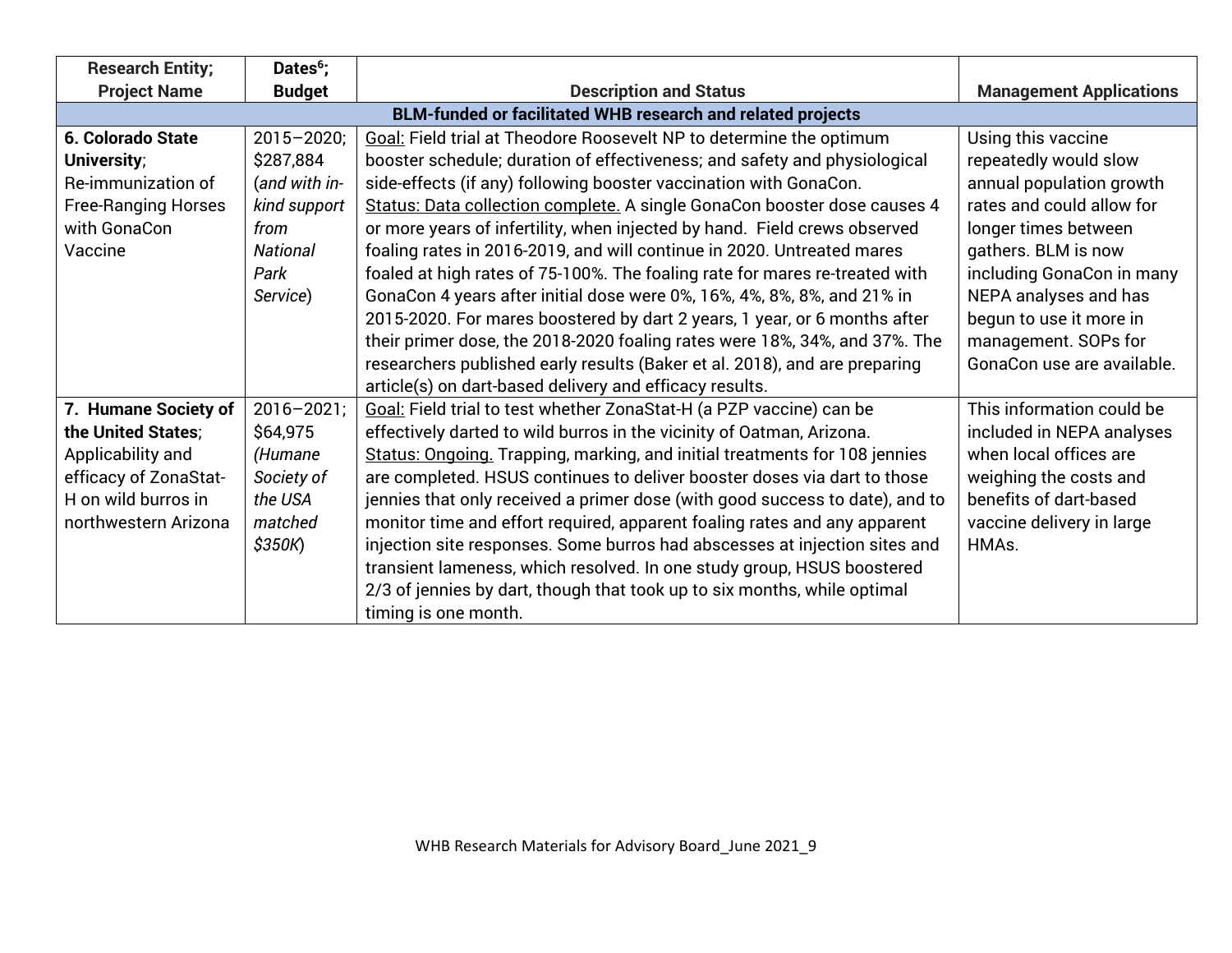| Research Entity; Project Name | Dates[6]; Budget | Description and Status | Management Applications |
|---|---|---|---|
| **BLM-funded or facilitated WHB research and related projects** | | | |
| **6. Colorado State University**; Re-immunization of Free-Ranging Horses with GonaCon Vaccine | 2015–2020; $287,884 (*and with in-kind support from National Park Service*) | Goal: Field trial at Theodore Roosevelt NP to determine the optimum booster schedule; duration of effectiveness; and safety and physiological side-effects (if any) following booster vaccination with GonaCon. Status: Data collection complete. A single GonaCon booster dose causes 4 or more years of infertility, when injected by hand. Field crews observed foaling rates in 2016-2019, and will continue in 2020. Untreated mares foaled at high rates of 75-100%. The foaling rate for mares re-treated with GonaCon 4 years after initial dose were 0%, 16%, 4%, 8%, 8%, and 21% in 2015-2020. For mares boostered by dart 2 years, 1 year, or 6 months after their primer dose, the 2018-2020 foaling rates were 18%, 34%, and 37%. The researchers published early results (Baker et al. 2018), and are preparing article(s) on dart-based delivery and efficacy results. | Using this vaccine repeatedly would slow annual population growth rates and could allow for longer times between gathers. BLM is now including GonaCon in many NEPA analyses and has begun to use it more in management. SOPs for GonaCon use are available. |
| **7. Humane Society of the United States**; Applicability and efficacy of ZonaStat-H on wild burros in northwestern Arizona | 2016–2021; $64,975 (*Humane Society of the USA matched $350K*) | Goal: Field trial to test whether ZonaStat-H (a PZP vaccine) can be effectively darted to wild burros in the vicinity of Oatman, Arizona. Status: Ongoing. Trapping, marking, and initial treatments for 108 jennies are completed. HSUS continues to deliver booster doses via dart to those jennies that only received a primer dose (with good success to date), and to monitor time and effort required, apparent foaling rates and any apparent injection site responses. Some burros had abscesses at injection sites and transient lameness, which resolved. In one study group, HSUS boostered 2/3 of jennies by dart, though that took up to six months, while optimal timing is one month. | This information could be included in NEPA analyses when local offices are weighing the costs and benefits of dart-based vaccine delivery in large HMAs. |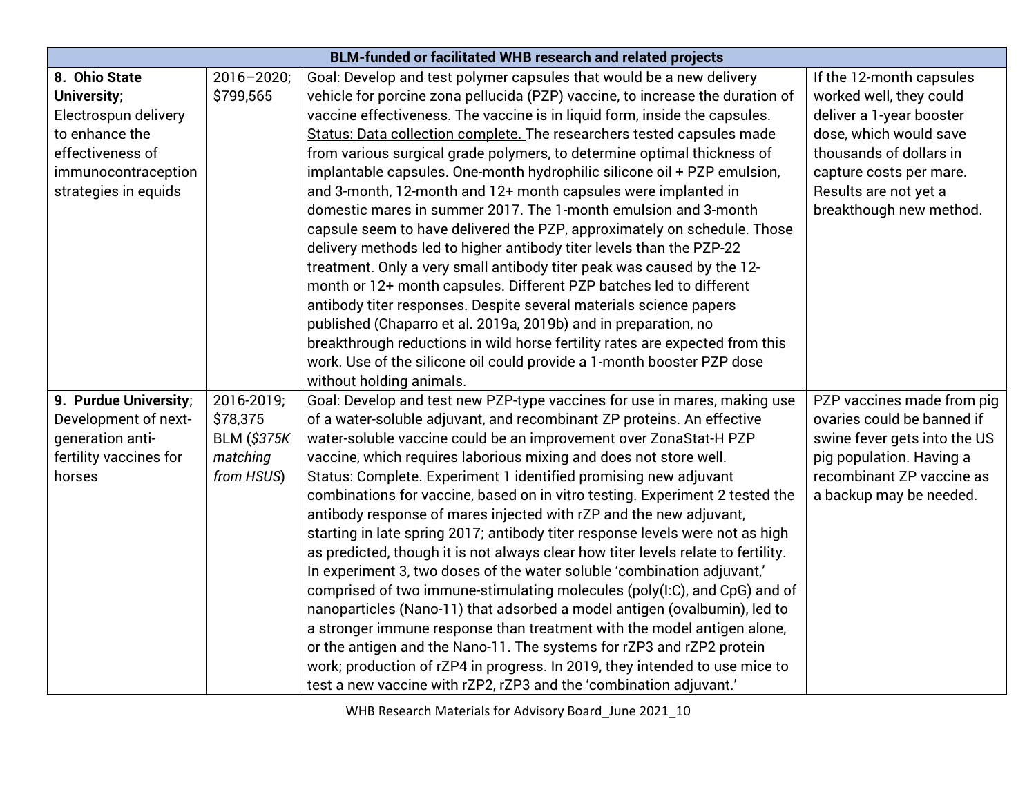| BLM-funded or facilitated WHB research and related projects | | | |
|---|---|---|---|
| **8. Ohio State University**; Electrospun delivery to enhance the effectiveness of immunocontraception strategies in equids | 2016–2020; $799,565 | Goal: Develop and test polymer capsules that would be a new delivery vehicle for porcine zona pellucida (PZP) vaccine, to increase the duration of vaccine effectiveness. The vaccine is in liquid form, inside the capsules. Status: Data collection complete. The researchers tested capsules made from various surgical grade polymers, to determine optimal thickness of implantable capsules. One-month hydrophilic silicone oil + PZP emulsion, and 3-month, 12-month and 12+ month capsules were implanted in domestic mares in summer 2017. The 1-month emulsion and 3-month capsule seem to have delivered the PZP, approximately on schedule. Those delivery methods led to higher antibody titer levels than the PZP-22 treatment. Only a very small antibody titer peak was caused by the 12-month or 12+ month capsules. Different PZP batches led to different antibody titer responses. Despite several materials science papers published (Chaparro et al. 2019a, 2019b) and in preparation, no breakthrough reductions in wild horse fertility rates are expected from this work. Use of the silicone oil could provide a 1-month booster PZP dose without holding animals. | If the 12-month capsules worked well, they could deliver a 1-year booster dose, which would save thousands of dollars in capture costs per mare. Results are not yet a breakthough new method. |
| **9. Purdue University**; Development of next-generation anti-fertility vaccines for horses | 2016-2019; $78,375 BLM (*$375K matching from HSUS*) | Goal: Develop and test new PZP-type vaccines for use in mares, making use of a water-soluble adjuvant, and recombinant ZP proteins. An effective water-soluble vaccine could be an improvement over ZonaStat-H PZP vaccine, which requires laborious mixing and does not store well. Status: Complete. Experiment 1 identified promising new adjuvant combinations for vaccine, based on in vitro testing. Experiment 2 tested the antibody response of mares injected with rZP and the new adjuvant, starting in late spring 2017; antibody titer response levels were not as high as predicted, though it is not always clear how titer levels relate to fertility. In experiment 3, two doses of the water soluble 'combination adjuvant,' comprised of two immune-stimulating molecules (poly(I:C), and CpG) and of nanoparticles (Nano-11) that adsorbed a model antigen (ovalbumin), led to a stronger immune response than treatment with the model antigen alone, or the antigen and the Nano-11. The systems for rZP3 and rZP2 protein work; production of rZP4 in progress. In 2019, they intended to use mice to test a new vaccine with rZP2, rZP3 and the 'combination adjuvant.' | PZP vaccines made from pig ovaries could be banned if swine fever gets into the US pig population. Having a recombinant ZP vaccine as a backup may be needed. |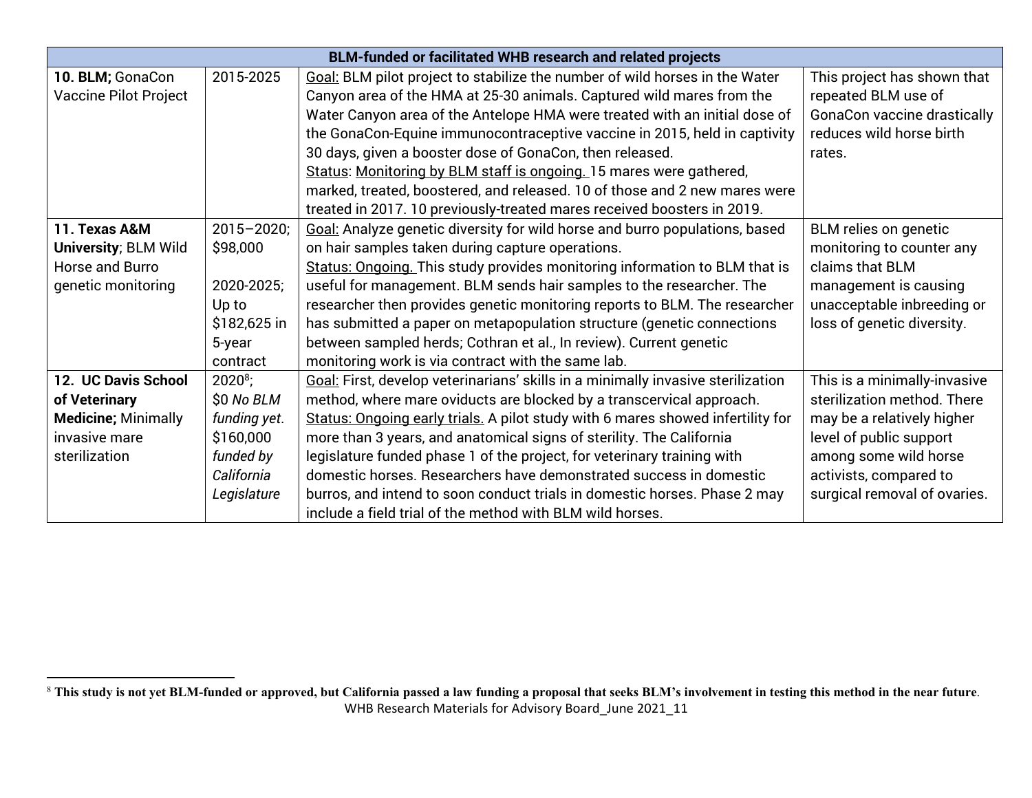| BLM-funded or facilitated WHB research and related projects | | | |
|---|---|---|---|
| **10. BLM;** GonaCon Vaccine Pilot Project | 2015-2025 | Goal: BLM pilot project to stabilize the number of wild horses in the Water Canyon area of the HMA at 25-30 animals. Captured wild mares from the Water Canyon area of the Antelope HMA were treated with an initial dose of the GonaCon-Equine immunocontraceptive vaccine in 2015, held in captivity 30 days, given a booster dose of GonaCon, then released.<br>Status: Monitoring by BLM staff is ongoing. 15 mares were gathered, marked, treated, boostered, and released. 10 of those and 2 new mares were treated in 2017. 10 previously-treated mares received boosters in 2019. | This project has shown that repeated BLM use of GonaCon vaccine drastically reduces wild horse birth rates. |
| **11. Texas A&M University**; BLM Wild Horse and Burro genetic monitoring | 2015–2020; $98,000<br><br>2020-2025; Up to $182,625 in 5-year contract | Goal: Analyze genetic diversity for wild horse and burro populations, based on hair samples taken during capture operations.<br>Status: Ongoing. This study provides monitoring information to BLM that is useful for management. BLM sends hair samples to the researcher. The researcher then provides genetic monitoring reports to BLM. The researcher has submitted a paper on metapopulation structure (genetic connections between sampled herds; Cothran et al., In review). Current genetic monitoring work is via contract with the same lab. | BLM relies on genetic monitoring to counter any claims that BLM management is causing unacceptable inbreeding or loss of genetic diversity. |
| **12. UC Davis School of Veterinary Medicine;** Minimally invasive mare sterilization | 2020[8]; $0 *No BLM funding yet.* $160,000 *funded by California Legislature* | Goal: First, develop veterinarians' skills in a minimally invasive sterilization method, where mare oviducts are blocked by a transcervical approach.<br>Status: Ongoing early trials. A pilot study with 6 mares showed infertility for more than 3 years, and anatomical signs of sterility. The California legislature funded phase 1 of the project, for veterinary training with domestic horses. Researchers have demonstrated success in domestic burros, and intend to soon conduct trials in domestic horses. Phase 2 may include a field trial of the method with BLM wild horses. | This is a minimally-invasive sterilization method. There may be a relatively higher level of public support among some wild horse activists, compared to surgical removal of ovaries. |

[8] **This study is not yet BLM-funded or approved, but California passed a law funding a proposal that seeks BLM's involvement in testing this method in the near future**.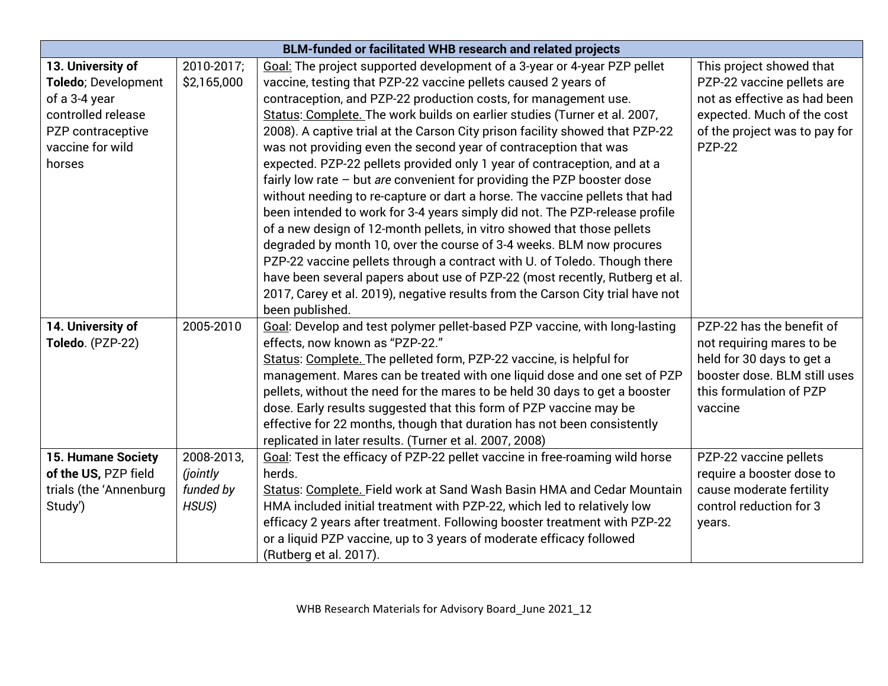| BLM-funded or facilitated WHB research and related projects | | | |
|---|---|---|---|
| **13. University of Toledo**; Development of a 3-4 year controlled release PZP contraceptive vaccine for wild horses | 2010-2017; $2,165,000 | Goal: The project supported development of a 3-year or 4-year PZP pellet vaccine, testing that PZP-22 vaccine pellets caused 2 years of contraception, and PZP-22 production costs, for management use.<br>Status: Complete. The work builds on earlier studies (Turner et al. 2007, 2008). A captive trial at the Carson City prison facility showed that PZP-22 was not providing even the second year of contraception that was expected. PZP-22 pellets provided only 1 year of contraception, and at a fairly low rate – but *are* convenient for providing the PZP booster dose without needing to re-capture or dart a horse. The vaccine pellets that had been intended to work for 3-4 years simply did not. The PZP-release profile of a new design of 12-month pellets, in vitro showed that those pellets degraded by month 10, over the course of 3-4 weeks. BLM now procures PZP-22 vaccine pellets through a contract with U. of Toledo. Though there have been several papers about use of PZP-22 (most recently, Rutberg et al. 2017, Carey et al. 2019), negative results from the Carson City trial have not been published. | This project showed that PZP-22 vaccine pellets are not as effective as had been expected. Much of the cost of the project was to pay for PZP-22 |
| **14. University of Toledo**. (PZP-22) | 2005-2010 | Goal: Develop and test polymer pellet-based PZP vaccine, with long-lasting effects, now known as "PZP-22."<br>Status: Complete. The pelleted form, PZP-22 vaccine, is helpful for management. Mares can be treated with one liquid dose and one set of PZP pellets, without the need for the mares to be held 30 days to get a booster dose. Early results suggested that this form of PZP vaccine may be effective for 22 months, though that duration has not been consistently replicated in later results. (Turner et al. 2007, 2008) | PZP-22 has the benefit of not requiring mares to be held for 30 days to get a booster dose. BLM still uses this formulation of PZP vaccine |
| **15. Humane Society of the US,** PZP field trials (the 'Annenburg Study') | 2008-2013, *(jointly funded by HSUS)* | Goal: Test the efficacy of PZP-22 pellet vaccine in free-roaming wild horse herds.<br>Status: Complete. Field work at Sand Wash Basin HMA and Cedar Mountain HMA included initial treatment with PZP-22, which led to relatively low efficacy 2 years after treatment. Following booster treatment with PZP-22 or a liquid PZP vaccine, up to 3 years of moderate efficacy followed (Rutberg et al. 2017). | PZP-22 vaccine pellets require a booster dose to cause moderate fertility control reduction for 3 years. |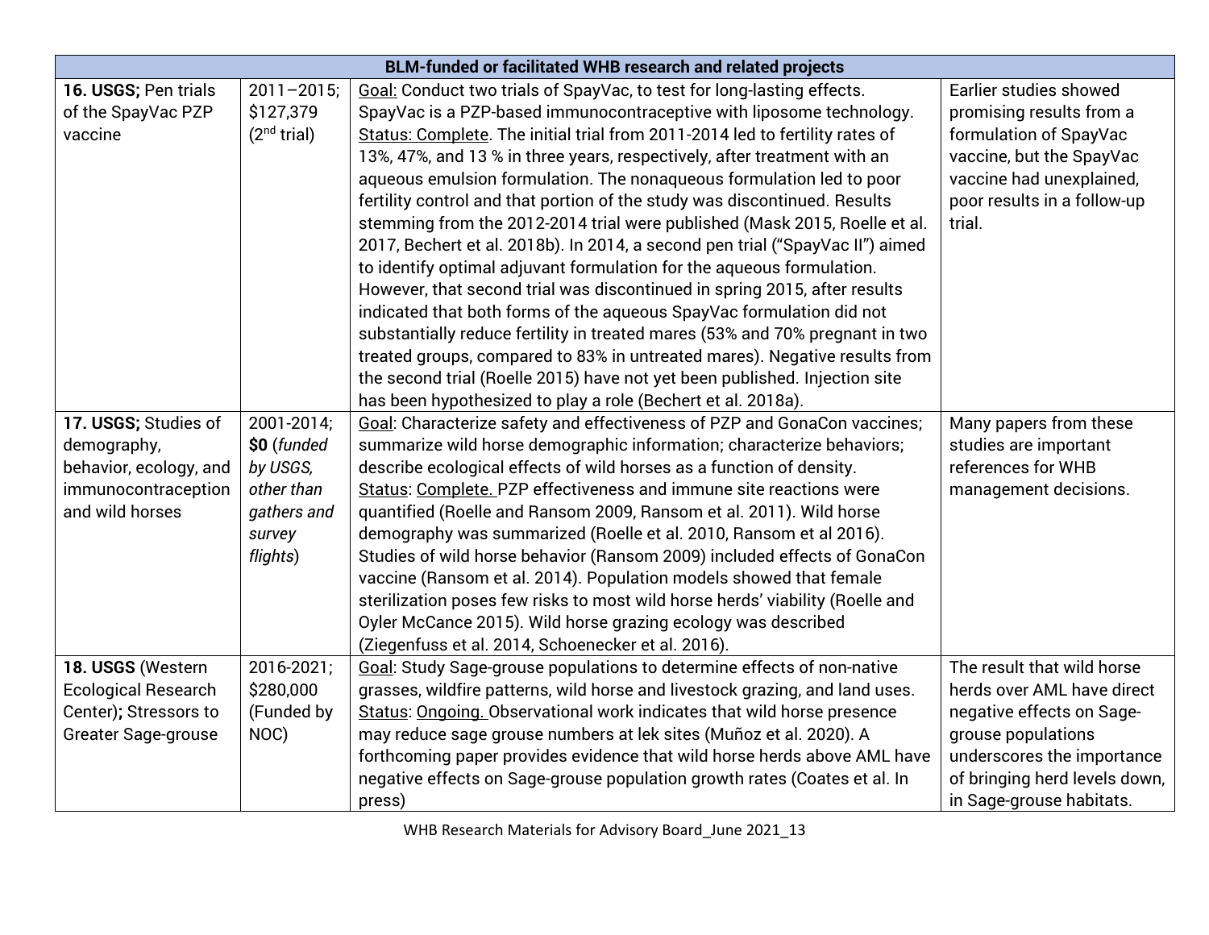| BLM-funded or facilitated WHB research and related projects | | | |
|---|---|---|---|
| **16. USGS;** Pen trials of the SpayVac PZP vaccine | 2011–2015; $127,379 (2nd trial) | Goal: Conduct two trials of SpayVac, to test for long-lasting effects. SpayVac is a PZP-based immunocontraceptive with liposome technology. Status: Complete. The initial trial from 2011-2014 led to fertility rates of 13%, 47%, and 13 % in three years, respectively, after treatment with an aqueous emulsion formulation. The nonaqueous formulation led to poor fertility control and that portion of the study was discontinued. Results stemming from the 2012-2014 trial were published (Mask 2015, Roelle et al. 2017, Bechert et al. 2018b). In 2014, a second pen trial ("SpayVac II") aimed to identify optimal adjuvant formulation for the aqueous formulation. However, that second trial was discontinued in spring 2015, after results indicated that both forms of the aqueous SpayVac formulation did not substantially reduce fertility in treated mares (53% and 70% pregnant in two treated groups, compared to 83% in untreated mares). Negative results from the second trial (Roelle 2015) have not yet been published. Injection site has been hypothesized to play a role (Bechert et al. 2018a). | Earlier studies showed promising results from a formulation of SpayVac vaccine, but the SpayVac vaccine had unexplained, poor results in a follow-up trial. |
| **17. USGS;** Studies of demography, behavior, ecology, and immunocontraception and wild horses | 2001-2014; **$0** (*funded by USGS, other than gathers and survey flights*) | Goal: Characterize safety and effectiveness of PZP and GonaCon vaccines; summarize wild horse demographic information; characterize behaviors; describe ecological effects of wild horses as a function of density. Status: Complete. PZP effectiveness and immune site reactions were quantified (Roelle and Ransom 2009, Ransom et al. 2011). Wild horse demography was summarized (Roelle et al. 2010, Ransom et al 2016). Studies of wild horse behavior (Ransom 2009) included effects of GonaCon vaccine (Ransom et al. 2014). Population models showed that female sterilization poses few risks to most wild horse herds' viability (Roelle and Oyler McCance 2015). Wild horse grazing ecology was described (Ziegenfuss et al. 2014, Schoenecker et al. 2016). | Many papers from these studies are important references for WHB management decisions. |
| **18. USGS** (Western Ecological Research Center)**;** Stressors to Greater Sage-grouse | 2016-2021; $280,000 (Funded by NOC) | Goal: Study Sage-grouse populations to determine effects of non-native grasses, wildfire patterns, wild horse and livestock grazing, and land uses. Status: Ongoing. Observational work indicates that wild horse presence may reduce sage grouse numbers at lek sites (Muñoz et al. 2020). A forthcoming paper provides evidence that wild horse herds above AML have negative effects on Sage-grouse population growth rates (Coates et al. In press) | The result that wild horse herds over AML have direct negative effects on Sage-grouse populations underscores the importance of bringing herd levels down, in Sage-grouse habitats. |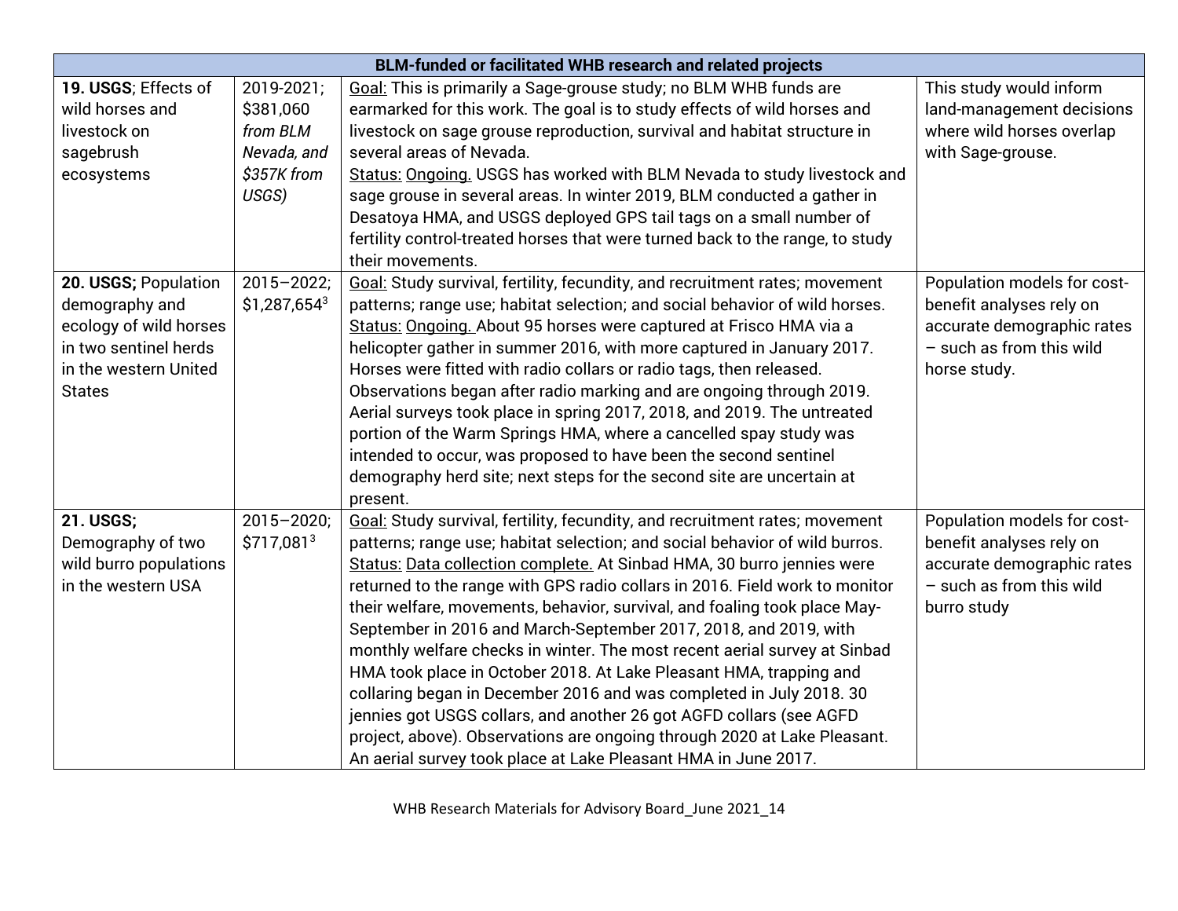| BLM-funded or facilitated WHB research and related projects | | | |
|---|---|---|---|
| **19. USGS**; Effects of wild horses and livestock on sagebrush ecosystems | 2019-2021; $381,060 *from BLM Nevada, and $357K from USGS)* | Goal: This is primarily a Sage-grouse study; no BLM WHB funds are earmarked for this work. The goal is to study effects of wild horses and livestock on sage grouse reproduction, survival and habitat structure in several areas of Nevada.<br>Status: Ongoing. USGS has worked with BLM Nevada to study livestock and sage grouse in several areas. In winter 2019, BLM conducted a gather in Desatoya HMA, and USGS deployed GPS tail tags on a small number of fertility control-treated horses that were turned back to the range, to study their movements. | This study would inform land-management decisions where wild horses overlap with Sage-grouse. |
| **20. USGS;** Population demography and ecology of wild horses in two sentinel herds in the western United States | 2015–2022; $1,287,654[3] | Goal: Study survival, fertility, fecundity, and recruitment rates; movement patterns; range use; habitat selection; and social behavior of wild horses.<br>Status: Ongoing. About 95 horses were captured at Frisco HMA via a helicopter gather in summer 2016, with more captured in January 2017. Horses were fitted with radio collars or radio tags, then released. Observations began after radio marking and are ongoing through 2019. Aerial surveys took place in spring 2017, 2018, and 2019. The untreated portion of the Warm Springs HMA, where a cancelled spay study was intended to occur, was proposed to have been the second sentinel demography herd site; next steps for the second site are uncertain at present. | Population models for cost-benefit analyses rely on accurate demographic rates – such as from this wild horse study. |
| **21. USGS;** Demography of two wild burro populations in the western USA | 2015–2020; $717,081[3] | Goal: Study survival, fertility, fecundity, and recruitment rates; movement patterns; range use; habitat selection; and social behavior of wild burros.<br>Status: Data collection complete. At Sinbad HMA, 30 burro jennies were returned to the range with GPS radio collars in 2016. Field work to monitor their welfare, movements, behavior, survival, and foaling took place May-September in 2016 and March-September 2017, 2018, and 2019, with monthly welfare checks in winter. The most recent aerial survey at Sinbad HMA took place in October 2018. At Lake Pleasant HMA, trapping and collaring began in December 2016 and was completed in July 2018. 30 jennies got USGS collars, and another 26 got AGFD collars (see AGFD project, above). Observations are ongoing through 2020 at Lake Pleasant. An aerial survey took place at Lake Pleasant HMA in June 2017. | Population models for cost-benefit analyses rely on accurate demographic rates – such as from this wild burro study |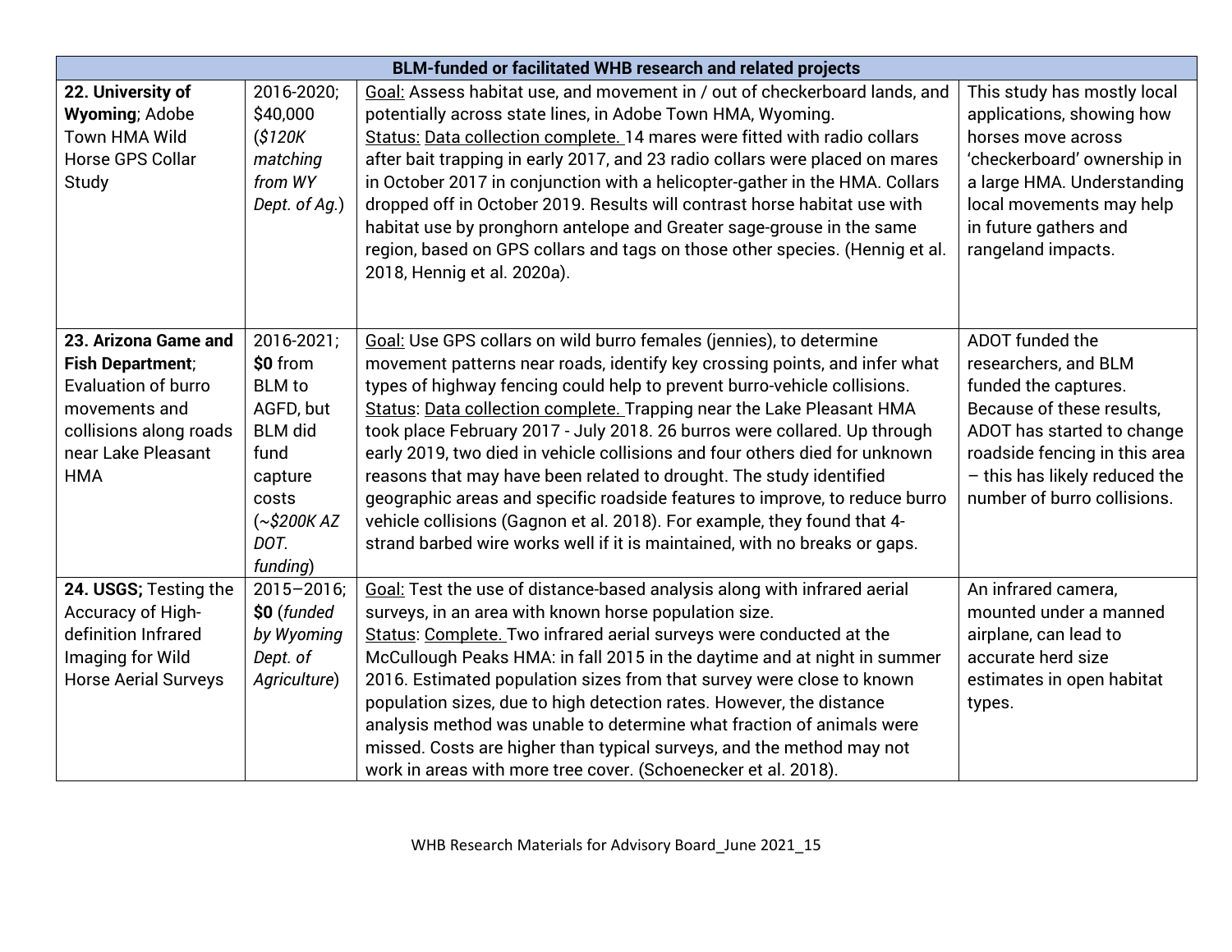| BLM-funded or facilitated WHB research and related projects | | | |
|---|---|---|---|
| **22. University of Wyoming**; Adobe Town HMA Wild Horse GPS Collar Study | 2016-2020; $40,000 (*$120K matching from WY Dept. of Ag.*) | Goal: Assess habitat use, and movement in / out of checkerboard lands, and potentially across state lines, in Adobe Town HMA, Wyoming. Status: Data collection complete. 14 mares were fitted with radio collars after bait trapping in early 2017, and 23 radio collars were placed on mares in October 2017 in conjunction with a helicopter-gather in the HMA. Collars dropped off in October 2019. Results will contrast horse habitat use with habitat use by pronghorn antelope and Greater sage-grouse in the same region, based on GPS collars and tags on those other species. (Hennig et al. 2018, Hennig et al. 2020a). | This study has mostly local applications, showing how horses move across 'checkerboard' ownership in a large HMA. Understanding local movements may help in future gathers and rangeland impacts. |
| **23. Arizona Game and Fish Department**; Evaluation of burro movements and collisions along roads near Lake Pleasant HMA | 2016-2021; **$0** from BLM to AGFD, but BLM did fund capture costs (*~$200K AZ DOT. funding*) | Goal: Use GPS collars on wild burro females (jennies), to determine movement patterns near roads, identify key crossing points, and infer what types of highway fencing could help to prevent burro-vehicle collisions. Status: Data collection complete. Trapping near the Lake Pleasant HMA took place February 2017 - July 2018. 26 burros were collared. Up through early 2019, two died in vehicle collisions and four others died for unknown reasons that may have been related to drought. The study identified geographic areas and specific roadside features to improve, to reduce burro vehicle collisions (Gagnon et al. 2018). For example, they found that 4-strand barbed wire works well if it is maintained, with no breaks or gaps. | ADOT funded the researchers, and BLM funded the captures. Because of these results, ADOT has started to change roadside fencing in this area – this has likely reduced the number of burro collisions. |
| **24. USGS;** Testing the Accuracy of High-definition Infrared Imaging for Wild Horse Aerial Surveys | 2015–2016; **$0** (*funded by Wyoming Dept. of Agriculture*) | Goal: Test the use of distance-based analysis along with infrared aerial surveys, in an area with known horse population size. Status: Complete. Two infrared aerial surveys were conducted at the McCullough Peaks HMA: in fall 2015 in the daytime and at night in summer 2016. Estimated population sizes from that survey were close to known population sizes, due to high detection rates. However, the distance analysis method was unable to determine what fraction of animals were missed. Costs are higher than typical surveys, and the method may not work in areas with more tree cover. (Schoenecker et al. 2018). | An infrared camera, mounted under a manned airplane, can lead to accurate herd size estimates in open habitat types. |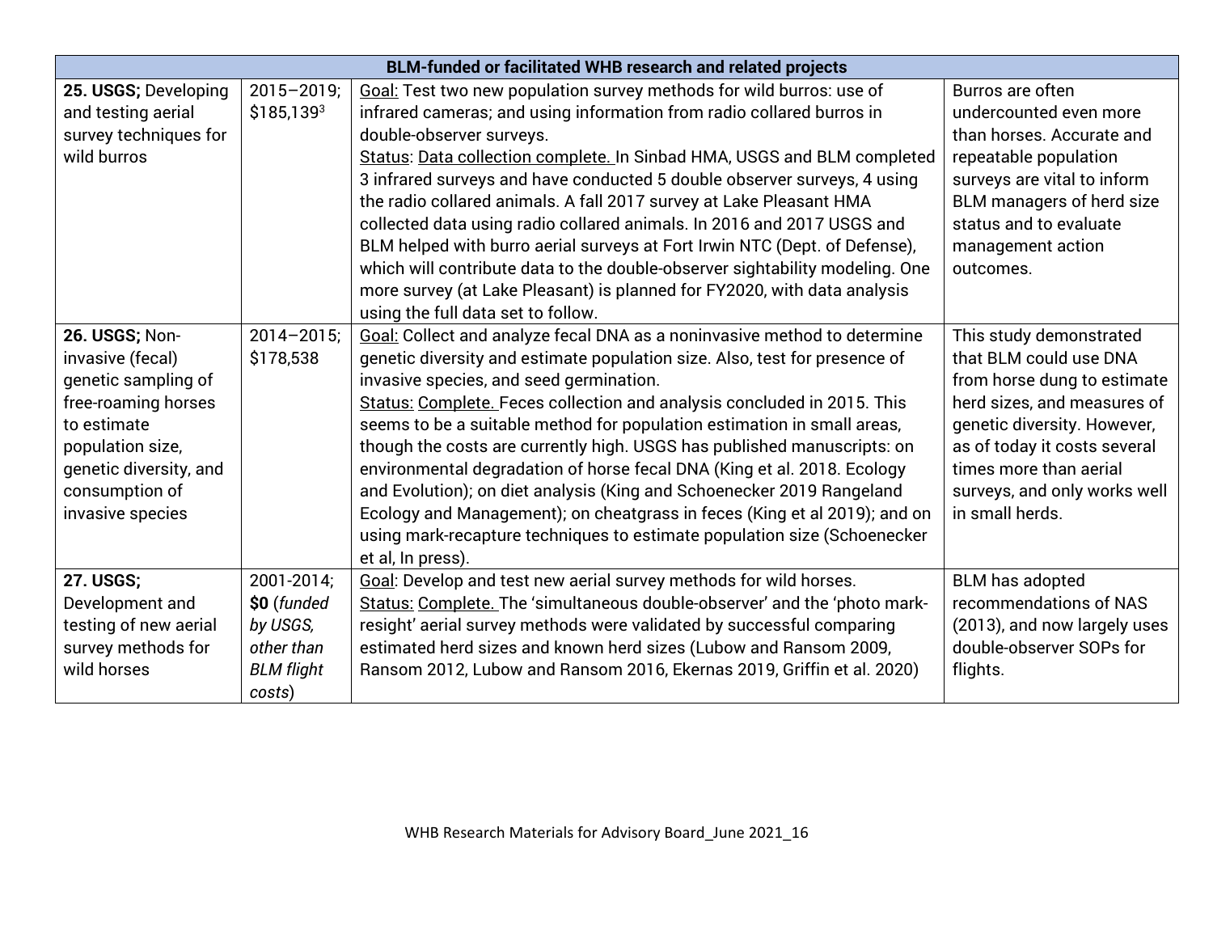| BLM-funded or facilitated WHB research and related projects | | | |
|---|---|---|---|
| **25. USGS;** Developing and testing aerial survey techniques for wild burros | 2015–2019; $185,139[3] | Goal: Test two new population survey methods for wild burros: use of infrared cameras; and using information from radio collared burros in double-observer surveys.<br>Status: Data collection complete. In Sinbad HMA, USGS and BLM completed 3 infrared surveys and have conducted 5 double observer surveys, 4 using the radio collared animals. A fall 2017 survey at Lake Pleasant HMA collected data using radio collared animals. In 2016 and 2017 USGS and BLM helped with burro aerial surveys at Fort Irwin NTC (Dept. of Defense), which will contribute data to the double-observer sightability modeling. One more survey (at Lake Pleasant) is planned for FY2020, with data analysis using the full data set to follow. | Burros are often undercounted even more than horses. Accurate and repeatable population surveys are vital to inform BLM managers of herd size status and to evaluate management action outcomes. |
| **26. USGS;** Non-invasive (fecal) genetic sampling of free-roaming horses to estimate population size, genetic diversity, and consumption of invasive species | 2014–2015; $178,538 | Goal: Collect and analyze fecal DNA as a noninvasive method to determine genetic diversity and estimate population size. Also, test for presence of invasive species, and seed germination.<br>Status: Complete. Feces collection and analysis concluded in 2015. This seems to be a suitable method for population estimation in small areas, though the costs are currently high. USGS has published manuscripts: on environmental degradation of horse fecal DNA (King et al. 2018. Ecology and Evolution); on diet analysis (King and Schoenecker 2019 Rangeland Ecology and Management); on cheatgrass in feces (King et al 2019); and on using mark-recapture techniques to estimate population size (Schoenecker et al, In press). | This study demonstrated that BLM could use DNA from horse dung to estimate herd sizes, and measures of genetic diversity. However, as of today it costs several times more than aerial surveys, and only works well in small herds. |
| **27. USGS;** Development and testing of new aerial survey methods for wild horses | 2001-2014; **$0** (*funded by USGS, other than BLM flight costs*) | Goal: Develop and test new aerial survey methods for wild horses.<br>Status: Complete. The 'simultaneous double-observer' and the 'photo mark-resight' aerial survey methods were validated by successful comparing estimated herd sizes and known herd sizes (Lubow and Ransom 2009, Ransom 2012, Lubow and Ransom 2016, Ekernas 2019, Griffin et al. 2020) | BLM has adopted recommendations of NAS (2013), and now largely uses double-observer SOPs for flights. |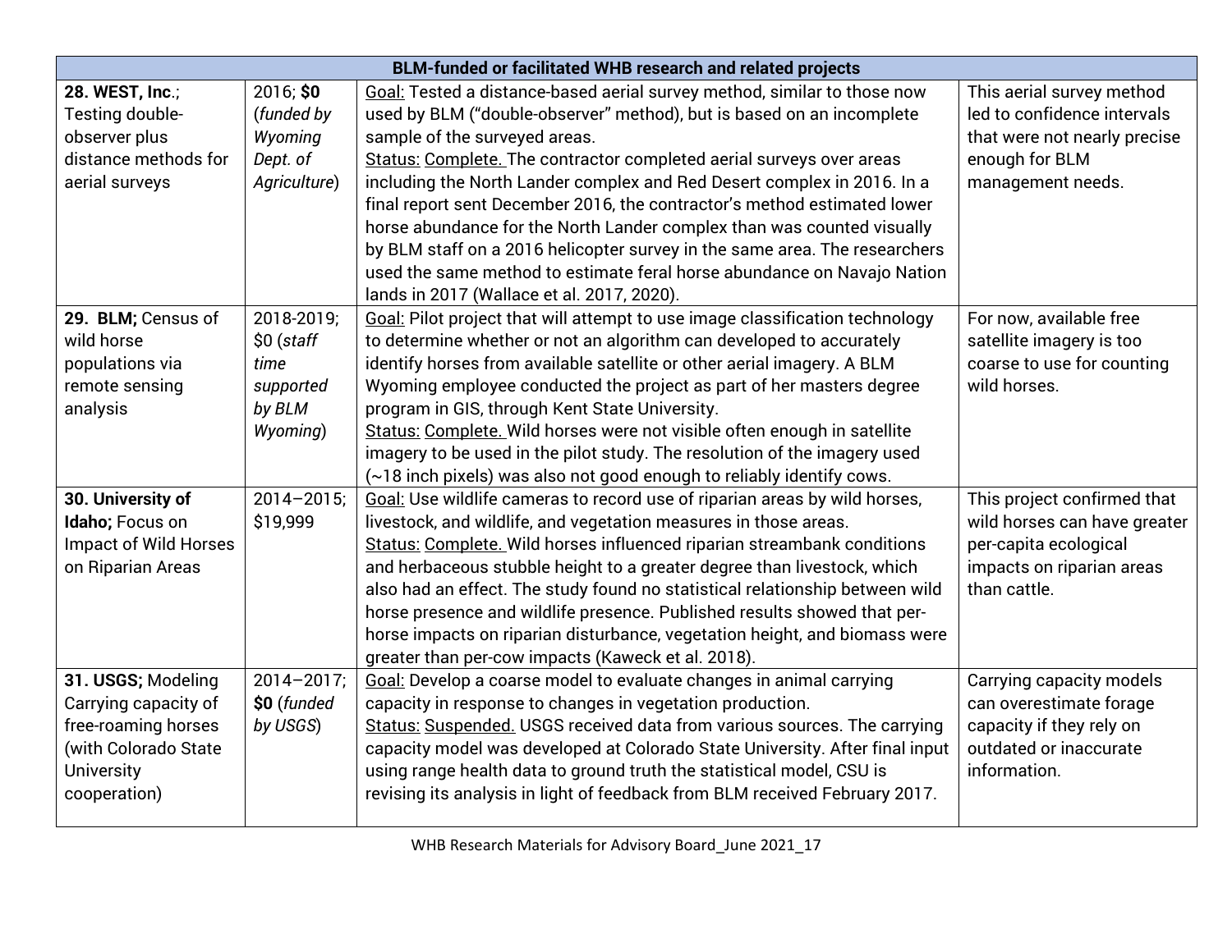| BLM-funded or facilitated WHB research and related projects | | | |
|---|---|---|---|
| **28. WEST, Inc.**; Testing double-observer plus distance methods for aerial surveys | 2016; **$0** (*funded by Wyoming Dept. of Agriculture*) | Goal: Tested a distance-based aerial survey method, similar to those now used by BLM ("double-observer" method), but is based on an incomplete sample of the surveyed areas. Status: Complete. The contractor completed aerial surveys over areas including the North Lander complex and Red Desert complex in 2016. In a final report sent December 2016, the contractor's method estimated lower horse abundance for the North Lander complex than was counted visually by BLM staff on a 2016 helicopter survey in the same area. The researchers used the same method to estimate feral horse abundance on Navajo Nation lands in 2017 (Wallace et al. 2017, 2020). | This aerial survey method led to confidence intervals that were not nearly precise enough for BLM management needs. |
| **29. BLM;** Census of wild horse populations via remote sensing analysis | 2018-2019; $0 (*staff time supported by BLM Wyoming*) | Goal: Pilot project that will attempt to use image classification technology to determine whether or not an algorithm can developed to accurately identify horses from available satellite or other aerial imagery. A BLM Wyoming employee conducted the project as part of her masters degree program in GIS, through Kent State University. Status: Complete. Wild horses were not visible often enough in satellite imagery to be used in the pilot study. The resolution of the imagery used (~18 inch pixels) was also not good enough to reliably identify cows. | For now, available free satellite imagery is too coarse to use for counting wild horses. |
| **30. University of Idaho;** Focus on Impact of Wild Horses on Riparian Areas | 2014–2015; $19,999 | Goal: Use wildlife cameras to record use of riparian areas by wild horses, livestock, and wildlife, and vegetation measures in those areas. Status: Complete. Wild horses influenced riparian streambank conditions and herbaceous stubble height to a greater degree than livestock, which also had an effect. The study found no statistical relationship between wild horse presence and wildlife presence. Published results showed that per-horse impacts on riparian disturbance, vegetation height, and biomass were greater than per-cow impacts (Kaweck et al. 2018). | This project confirmed that wild horses can have greater per-capita ecological impacts on riparian areas than cattle. |
| **31. USGS;** Modeling Carrying capacity of free-roaming horses (with Colorado State University cooperation) | 2014–2017; **$0** (*funded by USGS*) | Goal: Develop a coarse model to evaluate changes in animal carrying capacity in response to changes in vegetation production. Status: Suspended. USGS received data from various sources. The carrying capacity model was developed at Colorado State University. After final input using range health data to ground truth the statistical model, CSU is revising its analysis in light of feedback from BLM received February 2017. | Carrying capacity models can overestimate forage capacity if they rely on outdated or inaccurate information. |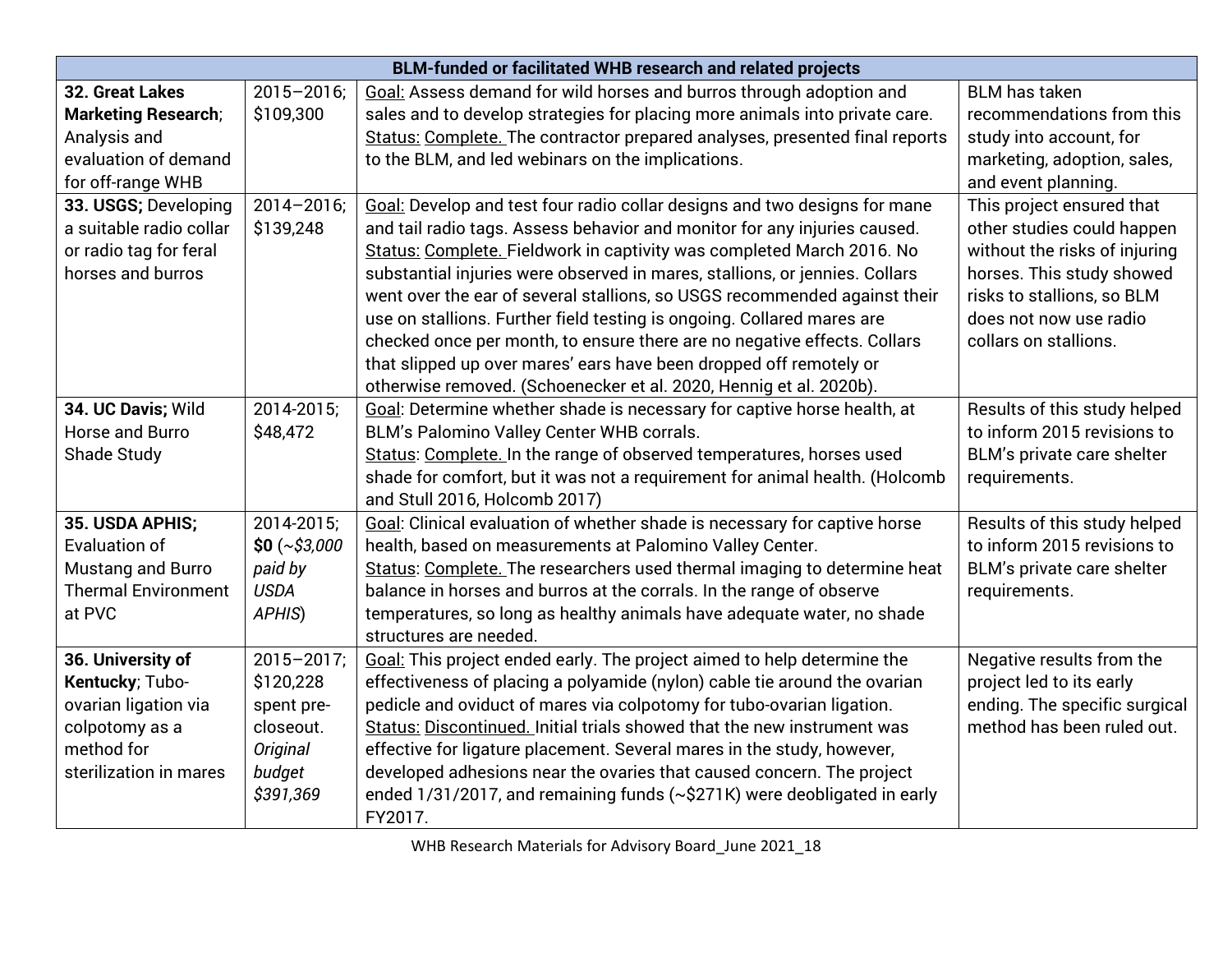| BLM-funded or facilitated WHB research and related projects | | | |
|---|---|---|---|
| **32. Great Lakes Marketing Research**; Analysis and evaluation of demand for off-range WHB | 2015–2016; $109,300 | Goal: Assess demand for wild horses and burros through adoption and sales and to develop strategies for placing more animals into private care. Status: Complete. The contractor prepared analyses, presented final reports to the BLM, and led webinars on the implications. | BLM has taken recommendations from this study into account, for marketing, adoption, sales, and event planning. |
| **33. USGS;** Developing a suitable radio collar or radio tag for feral horses and burros | 2014–2016; $139,248 | Goal: Develop and test four radio collar designs and two designs for mane and tail radio tags. Assess behavior and monitor for any injuries caused. Status: Complete. Fieldwork in captivity was completed March 2016. No substantial injuries were observed in mares, stallions, or jennies. Collars went over the ear of several stallions, so USGS recommended against their use on stallions. Further field testing is ongoing. Collared mares are checked once per month, to ensure there are no negative effects. Collars that slipped up over mares' ears have been dropped off remotely or otherwise removed. (Schoenecker et al. 2020, Hennig et al. 2020b). | This project ensured that other studies could happen without the risks of injuring horses. This study showed risks to stallions, so BLM does not now use radio collars on stallions. |
| **34. UC Davis;** Wild Horse and Burro Shade Study | 2014-2015; $48,472 | Goal: Determine whether shade is necessary for captive horse health, at BLM's Palomino Valley Center WHB corrals. Status: Complete. In the range of observed temperatures, horses used shade for comfort, but it was not a requirement for animal health. (Holcomb and Stull 2016, Holcomb 2017) | Results of this study helped to inform 2015 revisions to BLM's private care shelter requirements. |
| **35. USDA APHIS;** Evaluation of Mustang and Burro Thermal Environment at PVC | 2014-2015; **$0** (*~$3,000 paid by USDA APHIS*) | Goal: Clinical evaluation of whether shade is necessary for captive horse health, based on measurements at Palomino Valley Center. Status: Complete. The researchers used thermal imaging to determine heat balance in horses and burros at the corrals. In the range of observe temperatures, so long as healthy animals have adequate water, no shade structures are needed. | Results of this study helped to inform 2015 revisions to BLM's private care shelter requirements. |
| **36. University of Kentucky**; Tubo-ovarian ligation via colpotomy as a method for sterilization in mares | 2015–2017; $120,228 spent pre-closeout. *Original budget $391,369* | Goal: This project ended early. The project aimed to help determine the effectiveness of placing a polyamide (nylon) cable tie around the ovarian pedicle and oviduct of mares via colpotomy for tubo-ovarian ligation. Status: Discontinued. Initial trials showed that the new instrument was effective for ligature placement. Several mares in the study, however, developed adhesions near the ovaries that caused concern. The project ended 1/31/2017, and remaining funds (~$271K) were deobligated in early FY2017. | Negative results from the project led to its early ending. The specific surgical method has been ruled out. |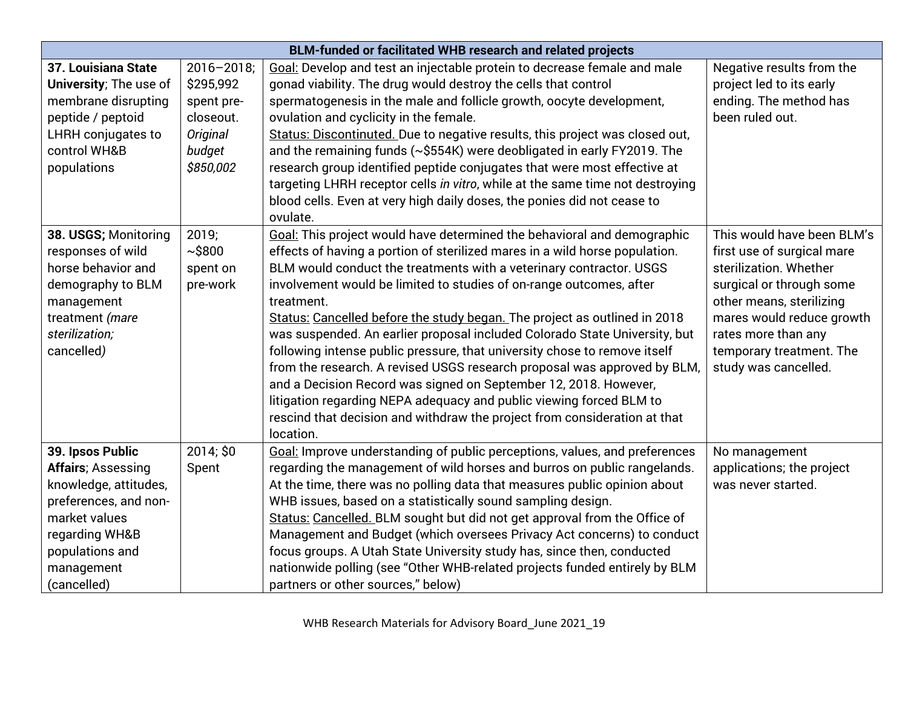| BLM-funded or facilitated WHB research and related projects | | | |
|---|---|---|---|
| **37. Louisiana State University**; The use of membrane disrupting peptide / peptoid LHRH conjugates to control WH&B populations | 2016–2018; $295,992 spent pre-closeout. *Original budget $850,002* | Goal: Develop and test an injectable protein to decrease female and male gonad viability. The drug would destroy the cells that control spermatogenesis in the male and follicle growth, oocyte development, ovulation and cyclicity in the female. Status: Discontinuted. Due to negative results, this project was closed out, and the remaining funds (~$554K) were deobligated in early FY2019. The research group identified peptide conjugates that were most effective at targeting LHRH receptor cells *in vitro*, while at the same time not destroying blood cells. Even at very high daily doses, the ponies did not cease to ovulate. | Negative results from the project led to its early ending. The method has been ruled out. |
| **38. USGS;** Monitoring responses of wild horse behavior and demography to BLM management treatment *(mare sterilization; cancelled)* | 2019; ~$800 spent on pre-work | Goal: This project would have determined the behavioral and demographic effects of having a portion of sterilized mares in a wild horse population. BLM would conduct the treatments with a veterinary contractor. USGS involvement would be limited to studies of on-range outcomes, after treatment. Status: Cancelled before the study began. The project as outlined in 2018 was suspended. An earlier proposal included Colorado State University, but following intense public pressure, that university chose to remove itself from the research. A revised USGS research proposal was approved by BLM, and a Decision Record was signed on September 12, 2018. However, litigation regarding NEPA adequacy and public viewing forced BLM to rescind that decision and withdraw the project from consideration at that location. | This would have been BLM's first use of surgical mare sterilization. Whether surgical or through some other means, sterilizing mares would reduce growth rates more than any temporary treatment. The study was cancelled. |
| **39. Ipsos Public Affairs**; Assessing knowledge, attitudes, preferences, and non-market values regarding WH&B populations and management (cancelled) | 2014; $0 Spent | Goal: Improve understanding of public perceptions, values, and preferences regarding the management of wild horses and burros on public rangelands. At the time, there was no polling data that measures public opinion about WHB issues, based on a statistically sound sampling design. Status: Cancelled. BLM sought but did not get approval from the Office of Management and Budget (which oversees Privacy Act concerns) to conduct focus groups. A Utah State University study has, since then, conducted nationwide polling (see "Other WHB-related projects funded entirely by BLM partners or other sources," below) | No management applications; the project was never started. |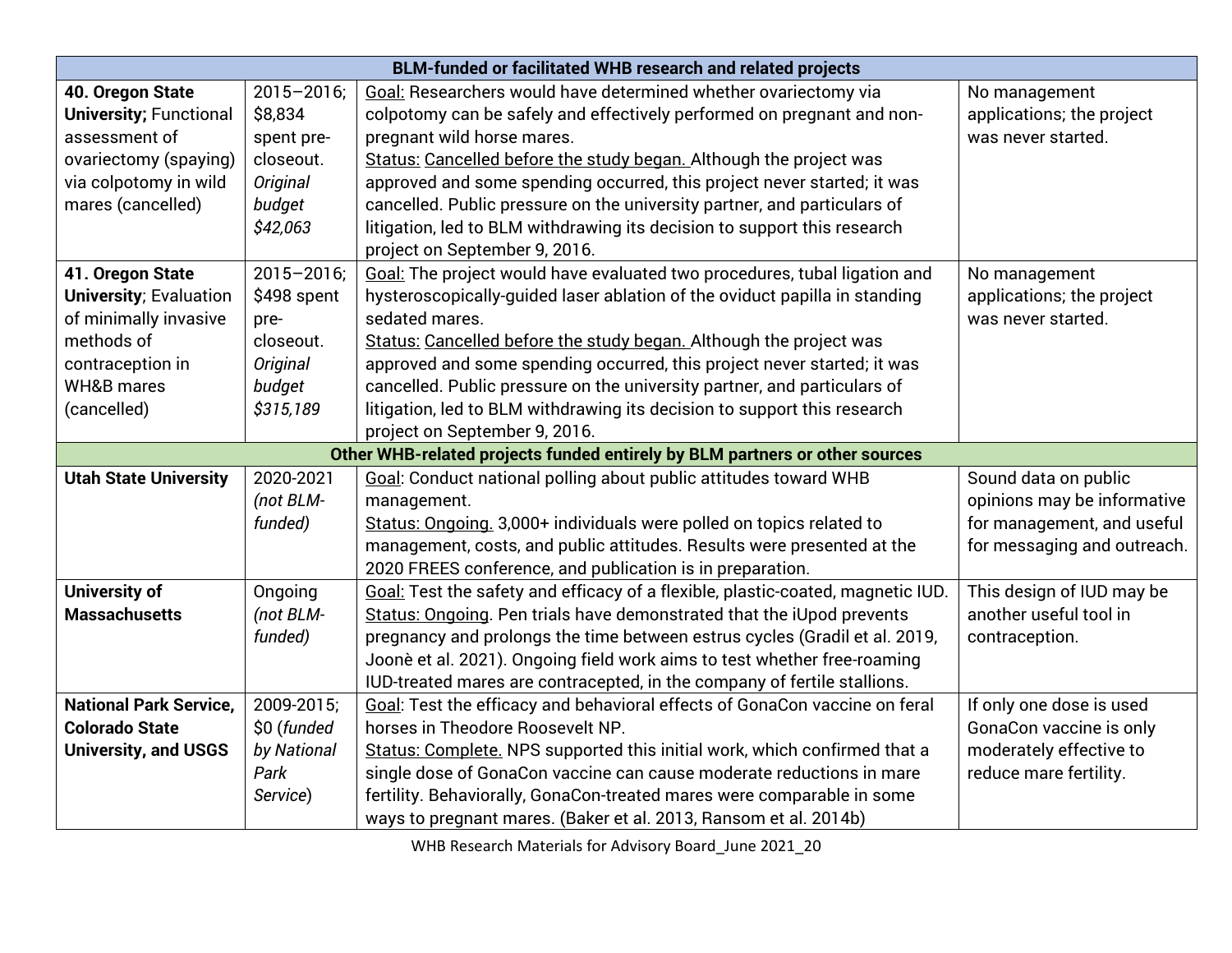| BLM-funded or facilitated WHB research and related projects | | | |
|---|---|---|---|
| **40. Oregon State University;** Functional assessment of ovariectomy (spaying) via colpotomy in wild mares (cancelled) | 2015–2016; $8,834 spent pre-closeout. *Original budget $42,063* | Goal: Researchers would have determined whether ovariectomy via colpotomy can be safely and effectively performed on pregnant and non-pregnant wild horse mares.<br>Status: Cancelled before the study began. Although the project was approved and some spending occurred, this project never started; it was cancelled. Public pressure on the university partner, and particulars of litigation, led to BLM withdrawing its decision to support this research project on September 9, 2016. | No management applications; the project was never started. |
| **41. Oregon State University**; Evaluation of minimally invasive methods of contraception in WH&B mares (cancelled) | 2015–2016; $498 spent pre-closeout. *Original budget $315,189* | Goal: The project would have evaluated two procedures, tubal ligation and hysteroscopically-guided laser ablation of the oviduct papilla in standing sedated mares.<br>Status: Cancelled before the study began. Although the project was approved and some spending occurred, this project never started; it was cancelled. Public pressure on the university partner, and particulars of litigation, led to BLM withdrawing its decision to support this research project on September 9, 2016. | No management applications; the project was never started. |
| **Other WHB-related projects funded entirely by BLM partners or other sources** | | | |
| **Utah State University** | 2020-2021 *(not BLM-funded)* | Goal: Conduct national polling about public attitudes toward WHB management.<br>Status: Ongoing. 3,000+ individuals were polled on topics related to management, costs, and public attitudes. Results were presented at the 2020 FREES conference, and publication is in preparation. | Sound data on public opinions may be informative for management, and useful for messaging and outreach. |
| **University of Massachusetts** | Ongoing *(not BLM-funded)* | Goal: Test the safety and efficacy of a flexible, plastic-coated, magnetic IUD.<br>Status: Ongoing. Pen trials have demonstrated that the iUpod prevents pregnancy and prolongs the time between estrus cycles (Gradil et al. 2019, Joonè et al. 2021). Ongoing field work aims to test whether free-roaming IUD-treated mares are contracepted, in the company of fertile stallions. | This design of IUD may be another useful tool in contraception. |
| **National Park Service, Colorado State University, and USGS** | 2009-2015; $0 (*funded by National Park Service*) | Goal: Test the efficacy and behavioral effects of GonaCon vaccine on feral horses in Theodore Roosevelt NP.<br>Status: Complete. NPS supported this initial work, which confirmed that a single dose of GonaCon vaccine can cause moderate reductions in mare fertility. Behaviorally, GonaCon-treated mares were comparable in some ways to pregnant mares. (Baker et al. 2013, Ransom et al. 2014b) | If only one dose is used GonaCon vaccine is only moderately effective to reduce mare fertility. |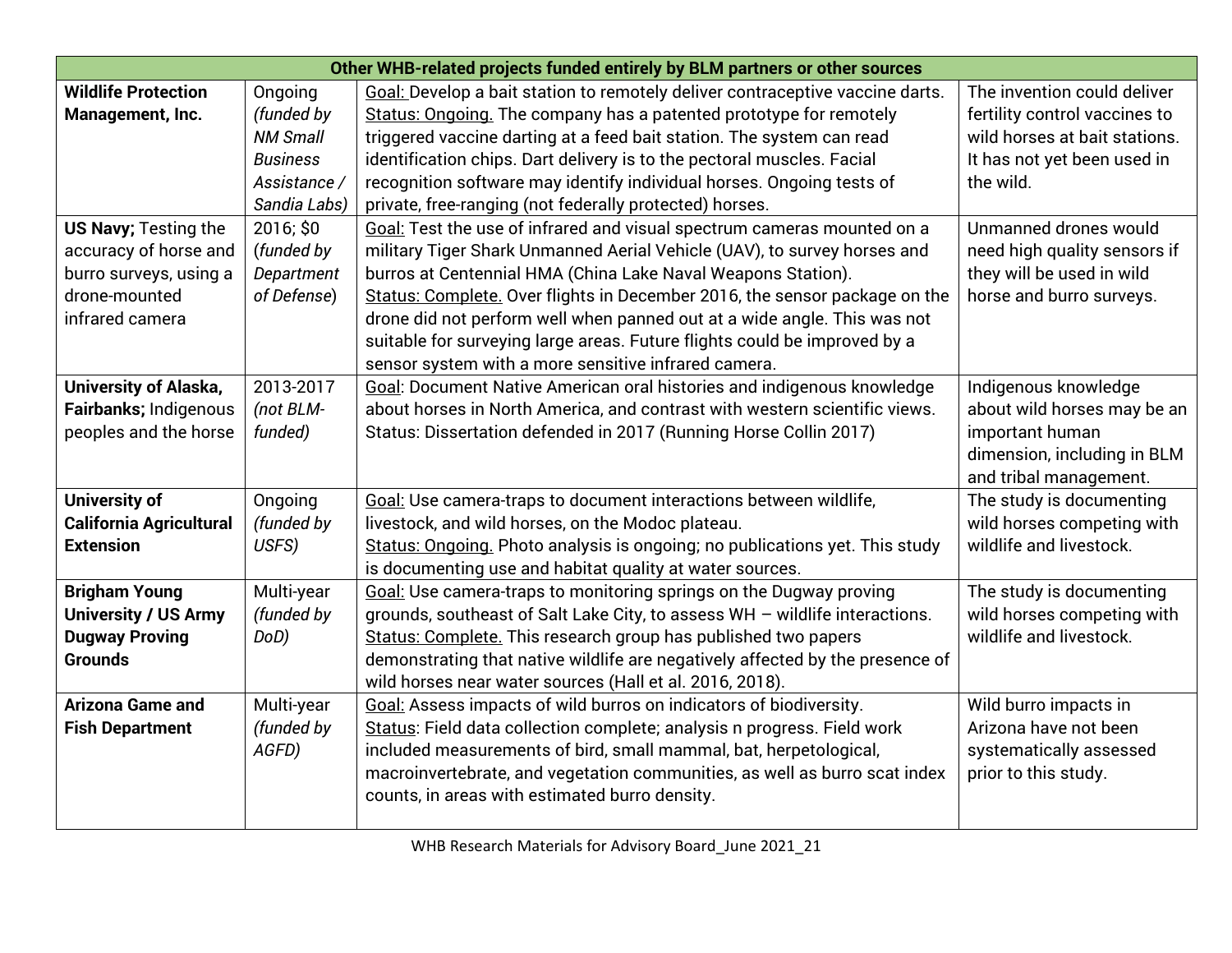| Other WHB-related projects funded entirely by BLM partners or other sources | | | |
|---|---|---|---|
| **Wildlife Protection Management, Inc.** | Ongoing *(funded by NM Small Business Assistance / Sandia Labs)* | Goal: Develop a bait station to remotely deliver contraceptive vaccine darts. Status: Ongoing. The company has a patented prototype for remotely triggered vaccine darting at a feed bait station. The system can read identification chips. Dart delivery is to the pectoral muscles. Facial recognition software may identify individual horses. Ongoing tests of private, free-ranging (not federally protected) horses. | The invention could deliver fertility control vaccines to wild horses at bait stations. It has not yet been used in the wild. |
| **US Navy;** Testing the accuracy of horse and burro surveys, using a drone-mounted infrared camera | 2016; $0 (*funded by Department of Defense*) | Goal: Test the use of infrared and visual spectrum cameras mounted on a military Tiger Shark Unmanned Aerial Vehicle (UAV), to survey horses and burros at Centennial HMA (China Lake Naval Weapons Station). Status: Complete. Over flights in December 2016, the sensor package on the drone did not perform well when panned out at a wide angle. This was not suitable for surveying large areas. Future flights could be improved by a sensor system with a more sensitive infrared camera. | Unmanned drones would need high quality sensors if they will be used in wild horse and burro surveys. |
| **University of Alaska, Fairbanks;** Indigenous peoples and the horse | 2013-2017 *(not BLM-funded)* | Goal: Document Native American oral histories and indigenous knowledge about horses in North America, and contrast with western scientific views. Status: Dissertation defended in 2017 (Running Horse Collin 2017) | Indigenous knowledge about wild horses may be an important human dimension, including in BLM and tribal management. |
| **University of California Agricultural Extension** | Ongoing *(funded by USFS)* | Goal: Use camera-traps to document interactions between wildlife, livestock, and wild horses, on the Modoc plateau. Status: Ongoing. Photo analysis is ongoing; no publications yet. This study is documenting use and habitat quality at water sources. | The study is documenting wild horses competing with wildlife and livestock. |
| **Brigham Young University / US Army Dugway Proving Grounds** | Multi-year *(funded by DoD)* | Goal: Use camera-traps to monitoring springs on the Dugway proving grounds, southeast of Salt Lake City, to assess WH – wildlife interactions. Status: Complete. This research group has published two papers demonstrating that native wildlife are negatively affected by the presence of wild horses near water sources (Hall et al. 2016, 2018). | The study is documenting wild horses competing with wildlife and livestock. |
| **Arizona Game and Fish Department** | Multi-year *(funded by AGFD)* | Goal: Assess impacts of wild burros on indicators of biodiversity. Status: Field data collection complete; analysis n progress. Field work included measurements of bird, small mammal, bat, herpetological, macroinvertebrate, and vegetation communities, as well as burro scat index counts, in areas with estimated burro density. | Wild burro impacts in Arizona have not been systematically assessed prior to this study. |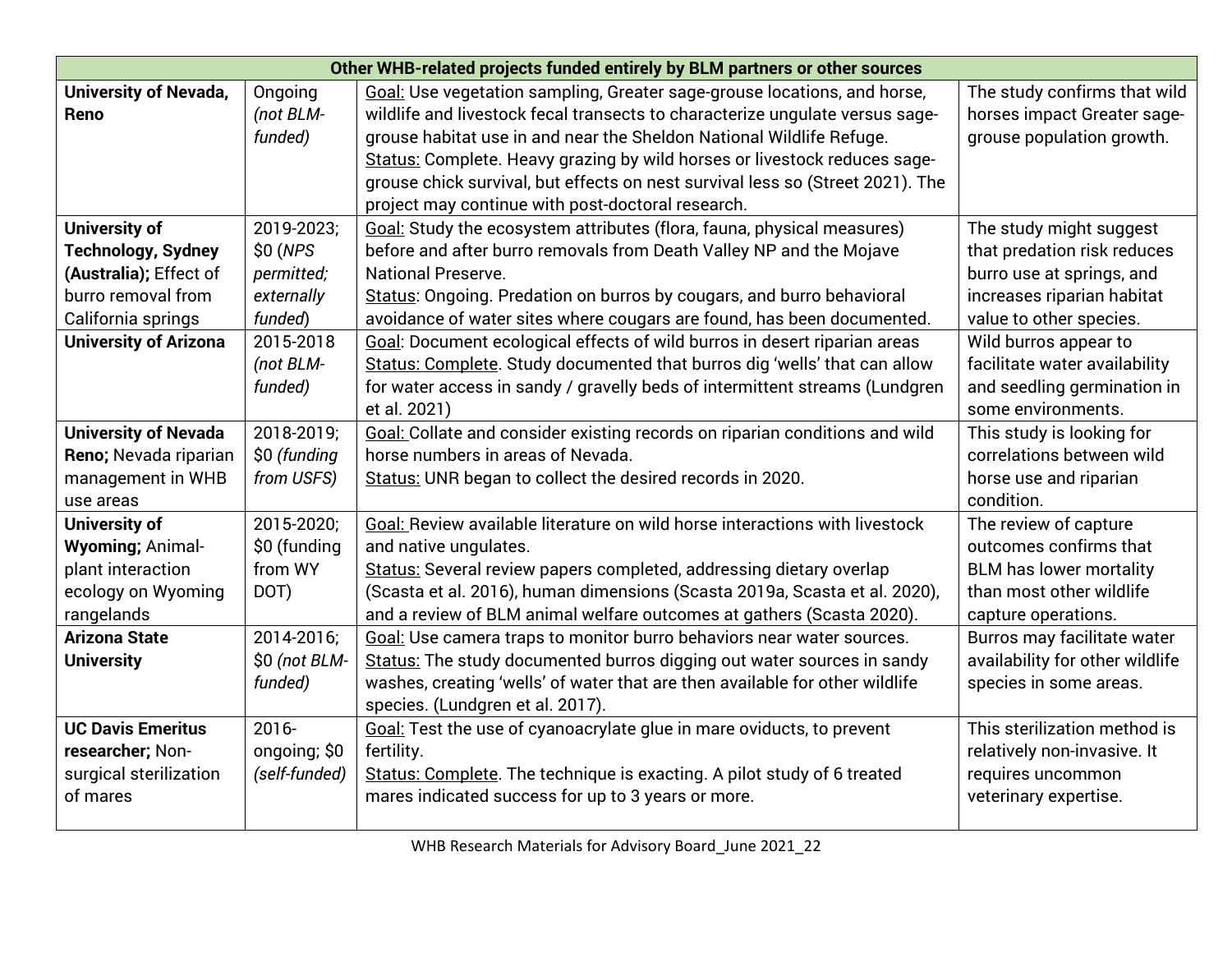| Other WHB-related projects funded entirely by BLM partners or other sources | | | |
|---|---|---|---|
| **University of Nevada, Reno** | Ongoing *(not BLM-funded)* | Goal: Use vegetation sampling, Greater sage-grouse locations, and horse, wildlife and livestock fecal transects to characterize ungulate versus sage-grouse habitat use in and near the Sheldon National Wildlife Refuge.<br>Status: Complete. Heavy grazing by wild horses or livestock reduces sage-grouse chick survival, but effects on nest survival less so (Street 2021). The project may continue with post-doctoral research. | The study confirms that wild horses impact Greater sage-grouse population growth. |
| **University of Technology, Sydney (Australia);** Effect of burro removal from California springs | 2019-2023; $0 (*NPS permitted; externally funded*) | Goal: Study the ecosystem attributes (flora, fauna, physical measures) before and after burro removals from Death Valley NP and the Mojave National Preserve.<br>Status: Ongoing. Predation on burros by cougars, and burro behavioral avoidance of water sites where cougars are found, has been documented. | The study might suggest that predation risk reduces burro use at springs, and increases riparian habitat value to other species. |
| **University of Arizona** | 2015-2018 *(not BLM-funded)* | Goal: Document ecological effects of wild burros in desert riparian areas<br>Status: Complete. Study documented that burros dig 'wells' that can allow for water access in sandy / gravelly beds of intermittent streams (Lundgren et al. 2021) | Wild burros appear to facilitate water availability and seedling germination in some environments. |
| **University of Nevada Reno;** Nevada riparian management in WHB use areas | 2018-2019; $0 *(funding from USFS)* | Goal: Collate and consider existing records on riparian conditions and wild horse numbers in areas of Nevada.<br>Status: UNR began to collect the desired records in 2020. | This study is looking for correlations between wild horse use and riparian condition. |
| **University of Wyoming;** Animal-plant interaction ecology on Wyoming rangelands | 2015-2020; $0 (funding from WY DOT) | Goal: Review available literature on wild horse interactions with livestock and native ungulates.<br>Status: Several review papers completed, addressing dietary overlap (Scasta et al. 2016), human dimensions (Scasta 2019a, Scasta et al. 2020), and a review of BLM animal welfare outcomes at gathers (Scasta 2020). | The review of capture outcomes confirms that BLM has lower mortality than most other wildlife capture operations. |
| **Arizona State University** | 2014-2016; $0 *(not BLM-funded)* | Goal: Use camera traps to monitor burro behaviors near water sources.<br>Status: The study documented burros digging out water sources in sandy washes, creating 'wells' of water that are then available for other wildlife species. (Lundgren et al. 2017). | Burros may facilitate water availability for other wildlife species in some areas. |
| **UC Davis Emeritus researcher;** Non-surgical sterilization of mares | 2016-ongoing; $0 *(self-funded)* | Goal: Test the use of cyanoacrylate glue in mare oviducts, to prevent fertility.<br>Status: Complete. The technique is exacting. A pilot study of 6 treated mares indicated success for up to 3 years or more. | This sterilization method is relatively non-invasive. It requires uncommon veterinary expertise. |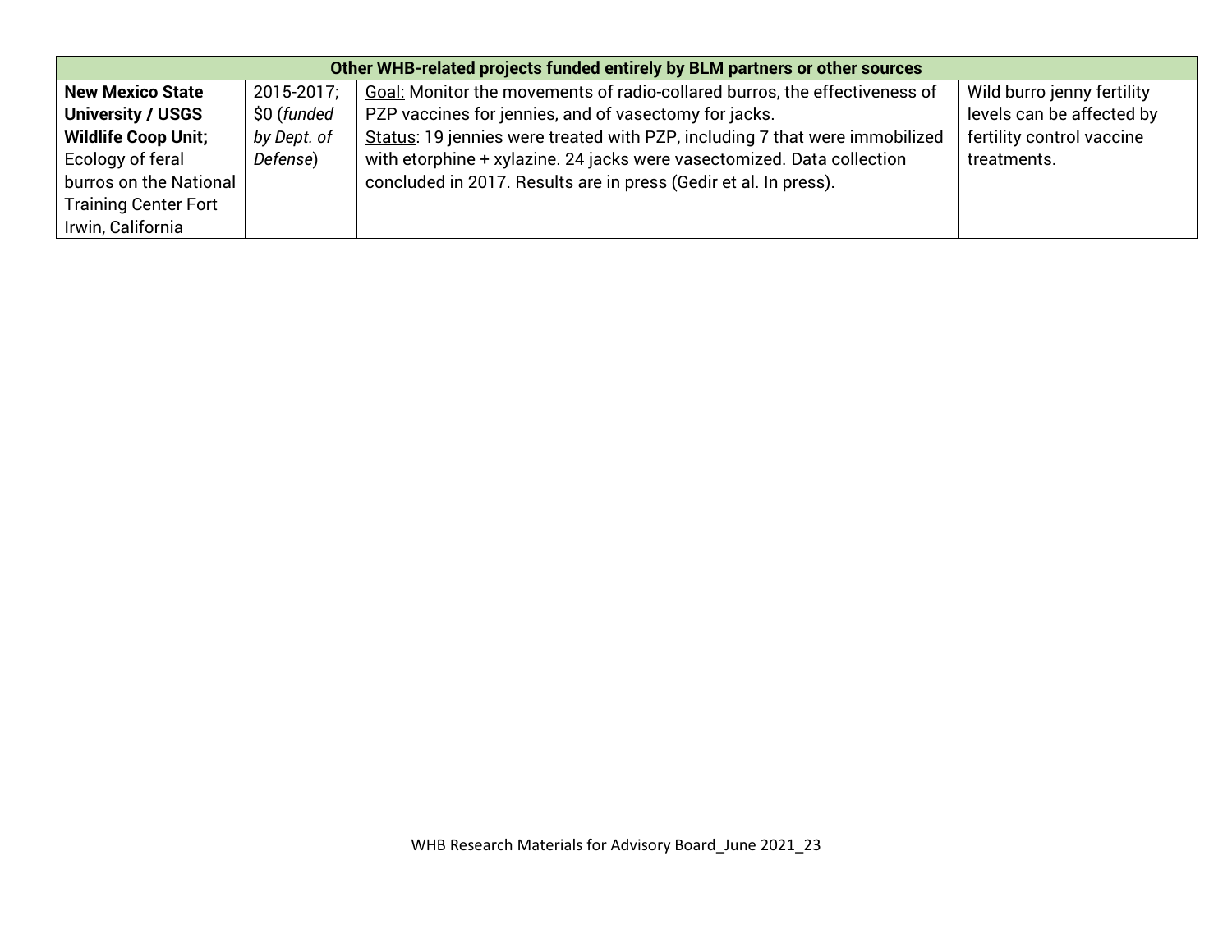| Other WHB-related projects funded entirely by BLM partners or other sources | | | |
|---|---|---|---|
| **New Mexico State University / USGS Wildlife Coop Unit;** Ecology of feral burros on the National Training Center Fort Irwin, California | 2015-2017; $0 (*funded by Dept. of Defense*) | Goal: Monitor the movements of radio-collared burros, the effectiveness of PZP vaccines for jennies, and of vasectomy for jacks.<br>Status: 19 jennies were treated with PZP, including 7 that were immobilized with etorphine + xylazine. 24 jacks were vasectomized. Data collection concluded in 2017. Results are in press (Gedir et al. In press). | Wild burro jenny fertility levels can be affected by fertility control vaccine treatments. |

WHB Research Materials for Advisory Board_June 2021_23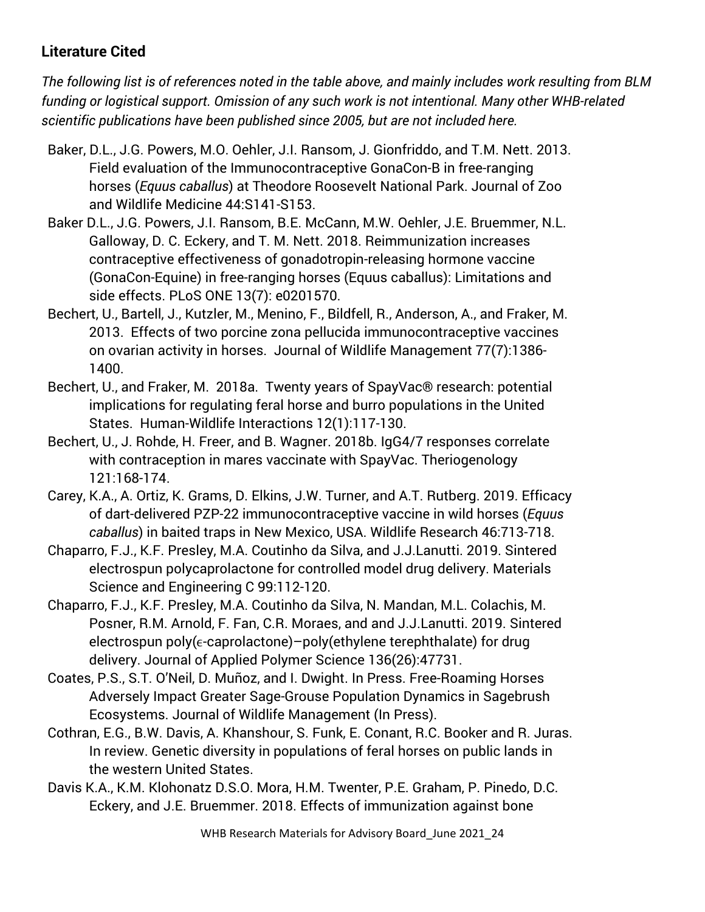## Literature Cited

*The following list is of references noted in the table above, and mainly includes work resulting from BLM funding or logistical support. Omission of any such work is not intentional. Many other WHB-related scientific publications have been published since 2005, but are not included here.*

Baker, D.L., J.G. Powers, M.O. Oehler, J.I. Ransom, J. Gionfriddo, and T.M. Nett. 2013. Field evaluation of the Immunocontraceptive GonaCon-B in free-ranging horses (*Equus caballus*) at Theodore Roosevelt National Park. Journal of Zoo and Wildlife Medicine 44:S141-S153.

Baker D.L., J.G. Powers, J.I. Ransom, B.E. McCann, M.W. Oehler, J.E. Bruemmer, N.L. Galloway, D. C. Eckery, and T. M. Nett. 2018. Reimmunization increases contraceptive effectiveness of gonadotropin-releasing hormone vaccine (GonaCon-Equine) in free-ranging horses (Equus caballus): Limitations and side effects. PLoS ONE 13(7): e0201570.

Bechert, U., Bartell, J., Kutzler, M., Menino, F., Bildfell, R., Anderson, A., and Fraker, M. 2013. Effects of two porcine zona pellucida immunocontraceptive vaccines on ovarian activity in horses. Journal of Wildlife Management 77(7):1386-1400.

Bechert, U., and Fraker, M. 2018a. Twenty years of SpayVac® research: potential implications for regulating feral horse and burro populations in the United States. Human-Wildlife Interactions 12(1):117-130.

Bechert, U., J. Rohde, H. Freer, and B. Wagner. 2018b. IgG4/7 responses correlate with contraception in mares vaccinate with SpayVac. Theriogenology 121:168-174.

Carey, K.A., A. Ortiz, K. Grams, D. Elkins, J.W. Turner, and A.T. Rutberg. 2019. Efficacy of dart-delivered PZP-22 immunocontraceptive vaccine in wild horses (*Equus caballus*) in baited traps in New Mexico, USA. Wildlife Research 46:713-718.

Chaparro, F.J., K.F. Presley, M.A. Coutinho da Silva, and J.J.Lanutti. 2019. Sintered electrospun polycaprolactone for controlled model drug delivery. Materials Science and Engineering C 99:112-120.

Chaparro, F.J., K.F. Presley, M.A. Coutinho da Silva, N. Mandan, M.L. Colachis, M. Posner, R.M. Arnold, F. Fan, C.R. Moraes, and and J.J.Lanutti. 2019. Sintered electrospun poly(ϵ-caprolactone)–poly(ethylene terephthalate) for drug delivery. Journal of Applied Polymer Science 136(26):47731.

Coates, P.S., S.T. O'Neil, D. Muñoz, and I. Dwight. In Press. Free-Roaming Horses Adversely Impact Greater Sage-Grouse Population Dynamics in Sagebrush Ecosystems. Journal of Wildlife Management (In Press).

Cothran, E.G., B.W. Davis, A. Khanshour, S. Funk, E. Conant, R.C. Booker and R. Juras. In review. Genetic diversity in populations of feral horses on public lands in the western United States.

Davis K.A., K.M. Klohonatz D.S.O. Mora, H.M. Twenter, P.E. Graham, P. Pinedo, D.C. Eckery, and J.E. Bruemmer. 2018. Effects of immunization against bone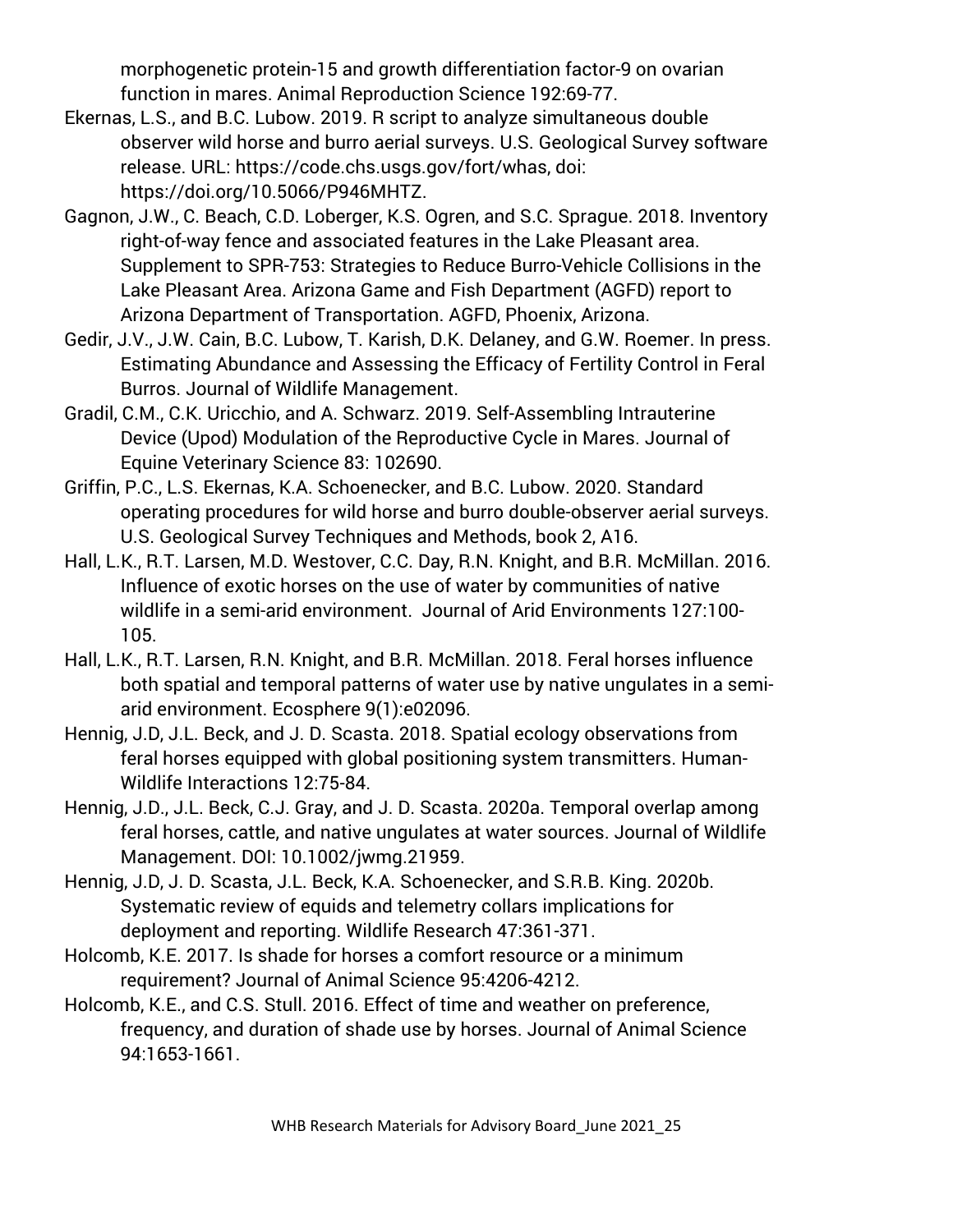morphogenetic protein-15 and growth differentiation factor-9 on ovarian function in mares. Animal Reproduction Science 192:69-77.

Ekernas, L.S., and B.C. Lubow. 2019. R script to analyze simultaneous double observer wild horse and burro aerial surveys. U.S. Geological Survey software release. URL: https://code.chs.usgs.gov/fort/whas, doi: https://doi.org/10.5066/P946MHTZ.

Gagnon, J.W., C. Beach, C.D. Loberger, K.S. Ogren, and S.C. Sprague. 2018. Inventory right-of-way fence and associated features in the Lake Pleasant area. Supplement to SPR-753: Strategies to Reduce Burro-Vehicle Collisions in the Lake Pleasant Area. Arizona Game and Fish Department (AGFD) report to Arizona Department of Transportation. AGFD, Phoenix, Arizona.

Gedir, J.V., J.W. Cain, B.C. Lubow, T. Karish, D.K. Delaney, and G.W. Roemer. In press. Estimating Abundance and Assessing the Efficacy of Fertility Control in Feral Burros. Journal of Wildlife Management.

Gradil, C.M., C.K. Uricchio, and A. Schwarz. 2019. Self-Assembling Intrauterine Device (Upod) Modulation of the Reproductive Cycle in Mares. Journal of Equine Veterinary Science 83: 102690.

Griffin, P.C., L.S. Ekernas, K.A. Schoenecker, and B.C. Lubow. 2020. Standard operating procedures for wild horse and burro double-observer aerial surveys. U.S. Geological Survey Techniques and Methods, book 2, A16.

Hall, L.K., R.T. Larsen, M.D. Westover, C.C. Day, R.N. Knight, and B.R. McMillan. 2016. Influence of exotic horses on the use of water by communities of native wildlife in a semi-arid environment. Journal of Arid Environments 127:100-105.

Hall, L.K., R.T. Larsen, R.N. Knight, and B.R. McMillan. 2018. Feral horses influence both spatial and temporal patterns of water use by native ungulates in a semi-arid environment. Ecosphere 9(1):e02096.

Hennig, J.D, J.L. Beck, and J. D. Scasta. 2018. Spatial ecology observations from feral horses equipped with global positioning system transmitters. Human-Wildlife Interactions 12:75-84.

Hennig, J.D., J.L. Beck, C.J. Gray, and J. D. Scasta. 2020a. Temporal overlap among feral horses, cattle, and native ungulates at water sources. Journal of Wildlife Management. DOI: 10.1002/jwmg.21959.

Hennig, J.D, J. D. Scasta, J.L. Beck, K.A. Schoenecker, and S.R.B. King. 2020b. Systematic review of equids and telemetry collars implications for deployment and reporting. Wildlife Research 47:361-371.

Holcomb, K.E. 2017. Is shade for horses a comfort resource or a minimum requirement? Journal of Animal Science 95:4206-4212.

Holcomb, K.E., and C.S. Stull. 2016. Effect of time and weather on preference, frequency, and duration of shade use by horses. Journal of Animal Science 94:1653-1661.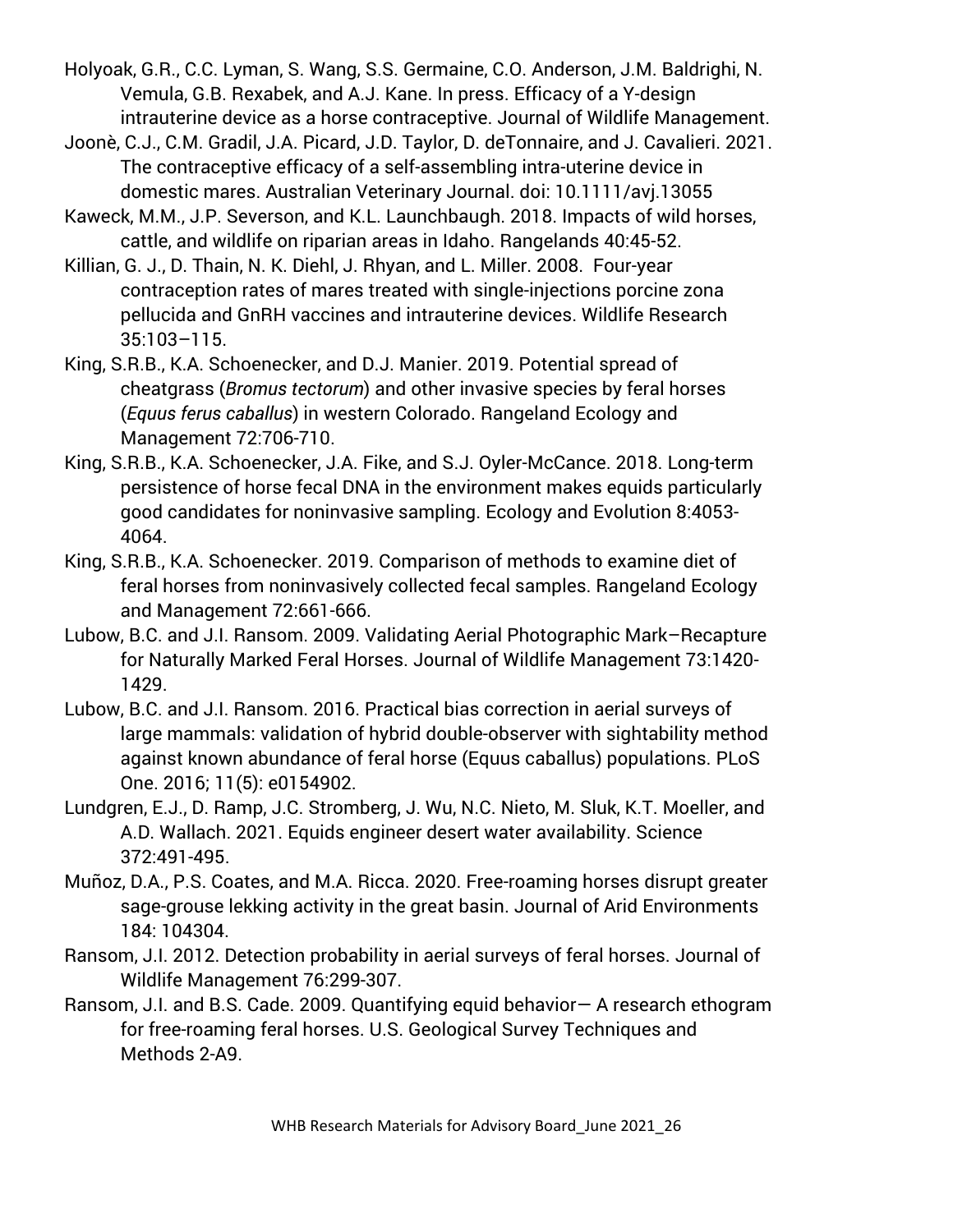Holyoak, G.R., C.C. Lyman, S. Wang, S.S. Germaine, C.O. Anderson, J.M. Baldrighi, N. Vemula, G.B. Rexabek, and A.J. Kane. In press. Efficacy of a Y-design intrauterine device as a horse contraceptive. Journal of Wildlife Management.

Joonè, C.J., C.M. Gradil, J.A. Picard, J.D. Taylor, D. deTonnaire, and J. Cavalieri. 2021. The contraceptive efficacy of a self-assembling intra-uterine device in domestic mares. Australian Veterinary Journal. doi: 10.1111/avj.13055

Kaweck, M.M., J.P. Severson, and K.L. Launchbaugh. 2018. Impacts of wild horses, cattle, and wildlife on riparian areas in Idaho. Rangelands 40:45-52.

Killian, G. J., D. Thain, N. K. Diehl, J. Rhyan, and L. Miller. 2008. Four-year contraception rates of mares treated with single-injections porcine zona pellucida and GnRH vaccines and intrauterine devices. Wildlife Research 35:103–115.

King, S.R.B., K.A. Schoenecker, and D.J. Manier. 2019. Potential spread of cheatgrass (*Bromus tectorum*) and other invasive species by feral horses (*Equus ferus caballus*) in western Colorado. Rangeland Ecology and Management 72:706-710.

King, S.R.B., K.A. Schoenecker, J.A. Fike, and S.J. Oyler-McCance. 2018. Long-term persistence of horse fecal DNA in the environment makes equids particularly good candidates for noninvasive sampling. Ecology and Evolution 8:4053-4064.

King, S.R.B., K.A. Schoenecker. 2019. Comparison of methods to examine diet of feral horses from noninvasively collected fecal samples. Rangeland Ecology and Management 72:661-666.

Lubow, B.C. and J.I. Ransom. 2009. Validating Aerial Photographic Mark–Recapture for Naturally Marked Feral Horses. Journal of Wildlife Management 73:1420-1429.

Lubow, B.C. and J.I. Ransom. 2016. Practical bias correction in aerial surveys of large mammals: validation of hybrid double-observer with sightability method against known abundance of feral horse (Equus caballus) populations. PLoS One. 2016; 11(5): e0154902.

Lundgren, E.J., D. Ramp, J.C. Stromberg, J. Wu, N.C. Nieto, M. Sluk, K.T. Moeller, and A.D. Wallach. 2021. Equids engineer desert water availability. Science 372:491-495.

Muñoz, D.A., P.S. Coates, and M.A. Ricca. 2020. Free-roaming horses disrupt greater sage-grouse lekking activity in the great basin. Journal of Arid Environments 184: 104304.

Ransom, J.I. 2012. Detection probability in aerial surveys of feral horses. Journal of Wildlife Management 76:299-307.

Ransom, J.I. and B.S. Cade. 2009. Quantifying equid behavior— A research ethogram for free-roaming feral horses. U.S. Geological Survey Techniques and Methods 2-A9.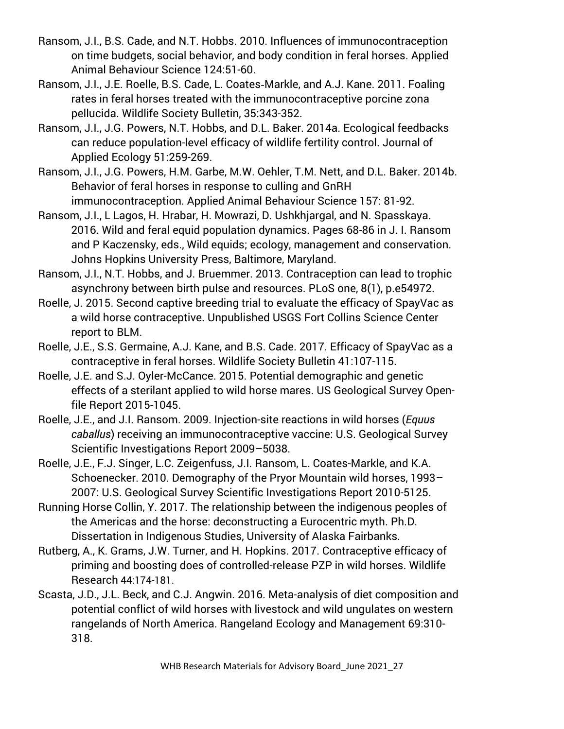Ransom, J.I., B.S. Cade, and N.T. Hobbs. 2010. Influences of immunocontraception on time budgets, social behavior, and body condition in feral horses. Applied Animal Behaviour Science 124:51-60.

Ransom, J.I., J.E. Roelle, B.S. Cade, L. Coates-Markle, and A.J. Kane. 2011. Foaling rates in feral horses treated with the immunocontraceptive porcine zona pellucida. Wildlife Society Bulletin, 35:343-352.

Ransom, J.I., J.G. Powers, N.T. Hobbs, and D.L. Baker. 2014a. Ecological feedbacks can reduce population-level efficacy of wildlife fertility control. Journal of Applied Ecology 51:259-269.

Ransom, J.I., J.G. Powers, H.M. Garbe, M.W. Oehler, T.M. Nett, and D.L. Baker. 2014b. Behavior of feral horses in response to culling and GnRH immunocontraception. Applied Animal Behaviour Science 157: 81-92.

Ransom, J.I., L Lagos, H. Hrabar, H. Mowrazi, D. Ushkhjargal, and N. Spasskaya. 2016. Wild and feral equid population dynamics. Pages 68-86 in J. I. Ransom and P Kaczensky, eds., Wild equids; ecology, management and conservation. Johns Hopkins University Press, Baltimore, Maryland.

Ransom, J.I., N.T. Hobbs, and J. Bruemmer. 2013. Contraception can lead to trophic asynchrony between birth pulse and resources. PLoS one, 8(1), p.e54972.

Roelle, J. 2015. Second captive breeding trial to evaluate the efficacy of SpayVac as a wild horse contraceptive. Unpublished USGS Fort Collins Science Center report to BLM.

Roelle, J.E., S.S. Germaine, A.J. Kane, and B.S. Cade. 2017. Efficacy of SpayVac as a contraceptive in feral horses. Wildlife Society Bulletin 41:107-115.

Roelle, J.E. and S.J. Oyler-McCance. 2015. Potential demographic and genetic effects of a sterilant applied to wild horse mares. US Geological Survey Open-file Report 2015-1045.

Roelle, J.E., and J.I. Ransom. 2009. Injection-site reactions in wild horses (*Equus caballus*) receiving an immunocontraceptive vaccine: U.S. Geological Survey Scientific Investigations Report 2009–5038.

Roelle, J.E., F.J. Singer, L.C. Zeigenfuss, J.I. Ransom, L. Coates-Markle, and K.A. Schoenecker. 2010. Demography of the Pryor Mountain wild horses, 1993–2007: U.S. Geological Survey Scientific Investigations Report 2010-5125.

Running Horse Collin, Y. 2017. The relationship between the indigenous peoples of the Americas and the horse: deconstructing a Eurocentric myth. Ph.D. Dissertation in Indigenous Studies, University of Alaska Fairbanks.

Rutberg, A., K. Grams, J.W. Turner, and H. Hopkins. 2017. Contraceptive efficacy of priming and boosting does of controlled-release PZP in wild horses. Wildlife Research 44:174-181.

Scasta, J.D., J.L. Beck, and C.J. Angwin. 2016. Meta-analysis of diet composition and potential conflict of wild horses with livestock and wild ungulates on western rangelands of North America. Rangeland Ecology and Management 69:310-318.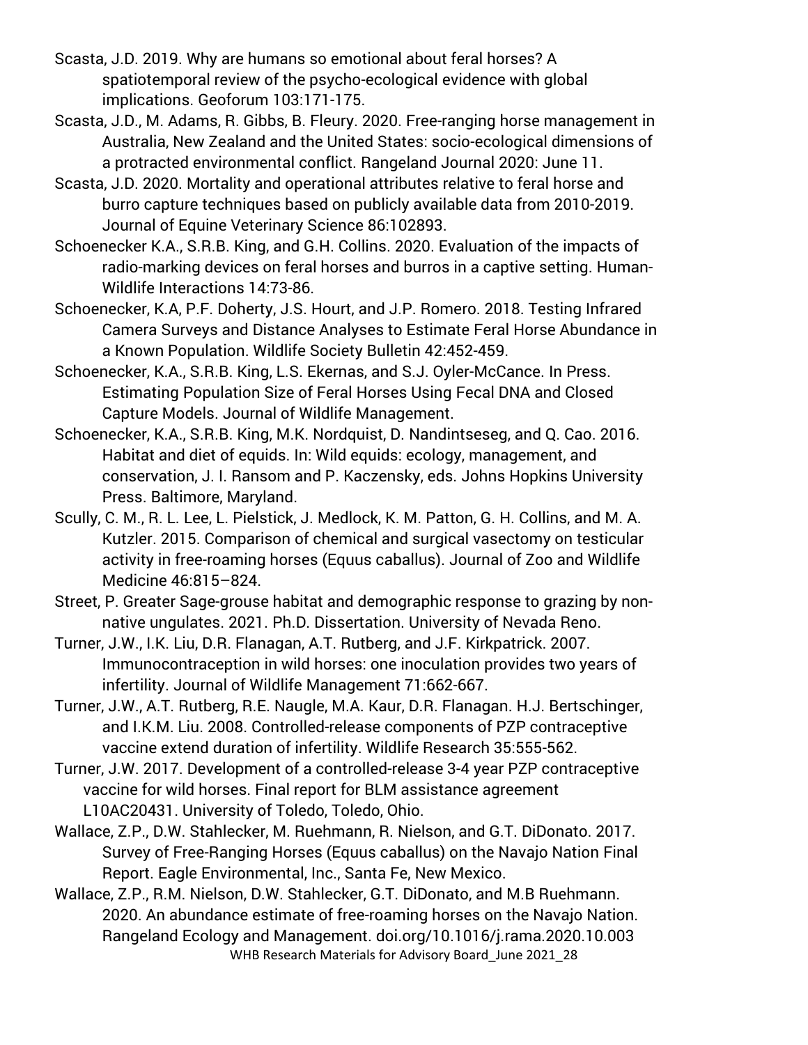Scasta, J.D. 2019. Why are humans so emotional about feral horses? A spatiotemporal review of the psycho-ecological evidence with global implications. Geoforum 103:171-175.

Scasta, J.D., M. Adams, R. Gibbs, B. Fleury. 2020. Free-ranging horse management in Australia, New Zealand and the United States: socio-ecological dimensions of a protracted environmental conflict. Rangeland Journal 2020: June 11.

Scasta, J.D. 2020. Mortality and operational attributes relative to feral horse and burro capture techniques based on publicly available data from 2010-2019. Journal of Equine Veterinary Science 86:102893.

Schoenecker K.A., S.R.B. King, and G.H. Collins. 2020. Evaluation of the impacts of radio-marking devices on feral horses and burros in a captive setting. Human-Wildlife Interactions 14:73-86.

Schoenecker, K.A, P.F. Doherty, J.S. Hourt, and J.P. Romero. 2018. Testing Infrared Camera Surveys and Distance Analyses to Estimate Feral Horse Abundance in a Known Population. Wildlife Society Bulletin 42:452-459.

Schoenecker, K.A., S.R.B. King, L.S. Ekernas, and S.J. Oyler-McCance. In Press. Estimating Population Size of Feral Horses Using Fecal DNA and Closed Capture Models. Journal of Wildlife Management.

Schoenecker, K.A., S.R.B. King, M.K. Nordquist, D. Nandintseseg, and Q. Cao. 2016. Habitat and diet of equids. In: Wild equids: ecology, management, and conservation, J. I. Ransom and P. Kaczensky, eds. Johns Hopkins University Press. Baltimore, Maryland.

Scully, C. M., R. L. Lee, L. Pielstick, J. Medlock, K. M. Patton, G. H. Collins, and M. A. Kutzler. 2015. Comparison of chemical and surgical vasectomy on testicular activity in free-roaming horses (Equus caballus). Journal of Zoo and Wildlife Medicine 46:815–824.

Street, P. Greater Sage-grouse habitat and demographic response to grazing by non-native ungulates. 2021. Ph.D. Dissertation. University of Nevada Reno.

Turner, J.W., I.K. Liu, D.R. Flanagan, A.T. Rutberg, and J.F. Kirkpatrick. 2007. Immunocontraception in wild horses: one inoculation provides two years of infertility. Journal of Wildlife Management 71:662-667.

Turner, J.W., A.T. Rutberg, R.E. Naugle, M.A. Kaur, D.R. Flanagan. H.J. Bertschinger, and I.K.M. Liu. 2008. Controlled-release components of PZP contraceptive vaccine extend duration of infertility. Wildlife Research 35:555-562.

Turner, J.W. 2017. Development of a controlled-release 3-4 year PZP contraceptive vaccine for wild horses. Final report for BLM assistance agreement L10AC20431. University of Toledo, Toledo, Ohio.

Wallace, Z.P., D.W. Stahlecker, M. Ruehmann, R. Nielson, and G.T. DiDonato. 2017. Survey of Free-Ranging Horses (Equus caballus) on the Navajo Nation Final Report. Eagle Environmental, Inc., Santa Fe, New Mexico.

Wallace, Z.P., R.M. Nielson, D.W. Stahlecker, G.T. DiDonato, and M.B Ruehmann. 2020. An abundance estimate of free-roaming horses on the Navajo Nation. Rangeland Ecology and Management. doi.org/10.1016/j.rama.2020.10.003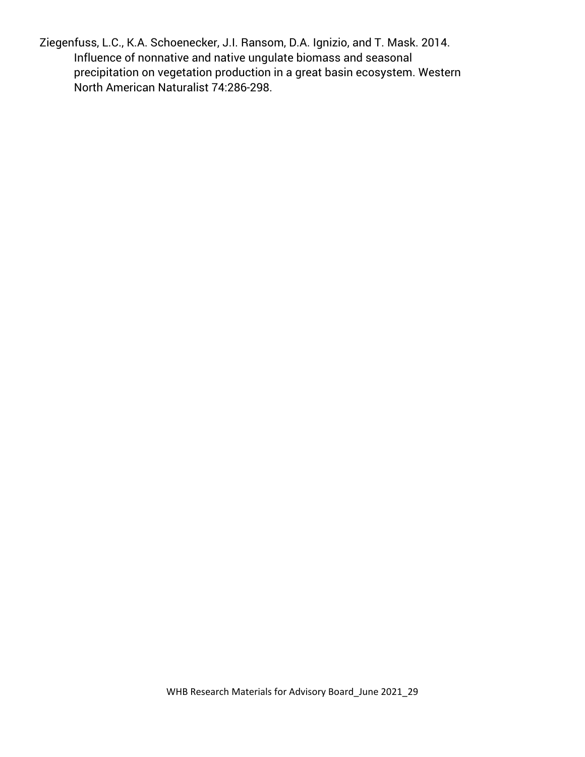Ziegenfuss, L.C., K.A. Schoenecker, J.I. Ransom, D.A. Ignizio, and T. Mask. 2014. Influence of nonnative and native ungulate biomass and seasonal precipitation on vegetation production in a great basin ecosystem. Western North American Naturalist 74:286-298.